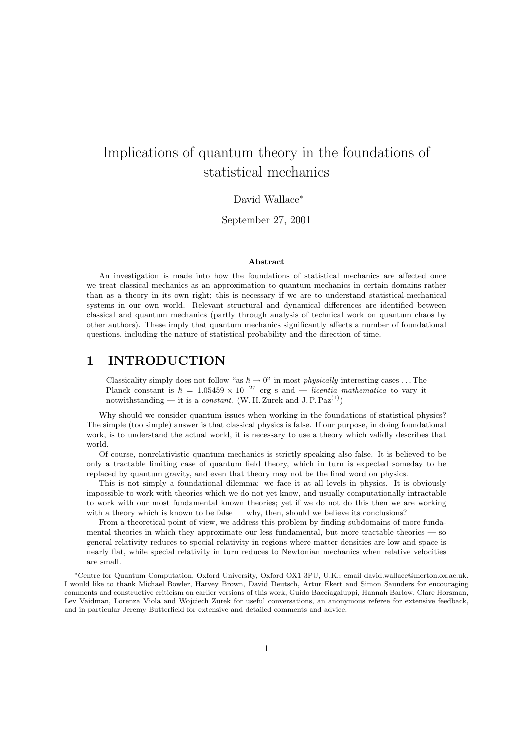# Implications of quantum theory in the foundations of statistical mechanics

David Wallace*

September 27, 2001

**Abstract**

An investigation is made into how the foundations of statistical mechanics are affected once we treat classical mechanics as an approximation to quantum mechanics in certain domains rather than as a theory in its own right; this is necessary if we are to understand statistical-mechanical systems in our own world. Relevant structural and dynamical differences are identified between classical and quantum mechanics (partly through analysis of technical work on quantum chaos by other authors). These imply that quantum mechanics significantly affects a number of foundational questions, including the nature of statistical probability and the direction of time.

## 1 INTRODUCTION

> Classicality simply does not follow "as $\hbar \to 0$" in most *physically* interesting cases ... The Planck constant is $\hbar = 1.05459 \times 10^{-27}$ erg s and — *licentia mathematica* to vary it notwithstanding — it is a *constant*. (W. H. Zurek and J. P. Paz[1])

Why should we consider quantum issues when working in the foundations of statistical physics? The simple (too simple) answer is that classical physics is false. If our purpose, in doing foundational work, is to understand the actual world, it is necessary to use a theory which validly describes that world.

Of course, nonrelativistic quantum mechanics is strictly speaking also false. It is believed to be only a tractable limiting case of quantum field theory, which in turn is expected someday to be replaced by quantum gravity, and even that theory may not be the final word on physics.

This is not simply a foundational dilemma: we face it at all levels in physics. It is obviously impossible to work with theories which we do not yet know, and usually computationally intractable to work with our most fundamental known theories; yet if we do not do this then we are working with a theory which is known to be false — why, then, should we believe its conclusions?

From a theoretical point of view, we address this problem by finding subdomains of more fundamental theories in which they approximate our less fundamental, but more tractable theories — so general relativity reduces to special relativity in regions where matter densities are low and space is nearly flat, while special relativity in turn reduces to Newtonian mechanics when relative velocities are small.

---

*Centre for Quantum Computation, Oxford University, Oxford OX1 3PU, U.K.; email david.wallace@merton.ox.ac.uk. I would like to thank Michael Bowler, Harvey Brown, David Deutsch, Artur Ekert and Simon Saunders for encouraging comments and constructive criticism on earlier versions of this work, Guido Bacciagaluppi, Hannah Barlow, Clare Horsman, Lev Vaidman, Lorenza Viola and Wojciech Zurek for useful conversations, an anonymous referee for extensive feedback, and in particular Jeremy Butterfield for extensive and detailed comments and advice.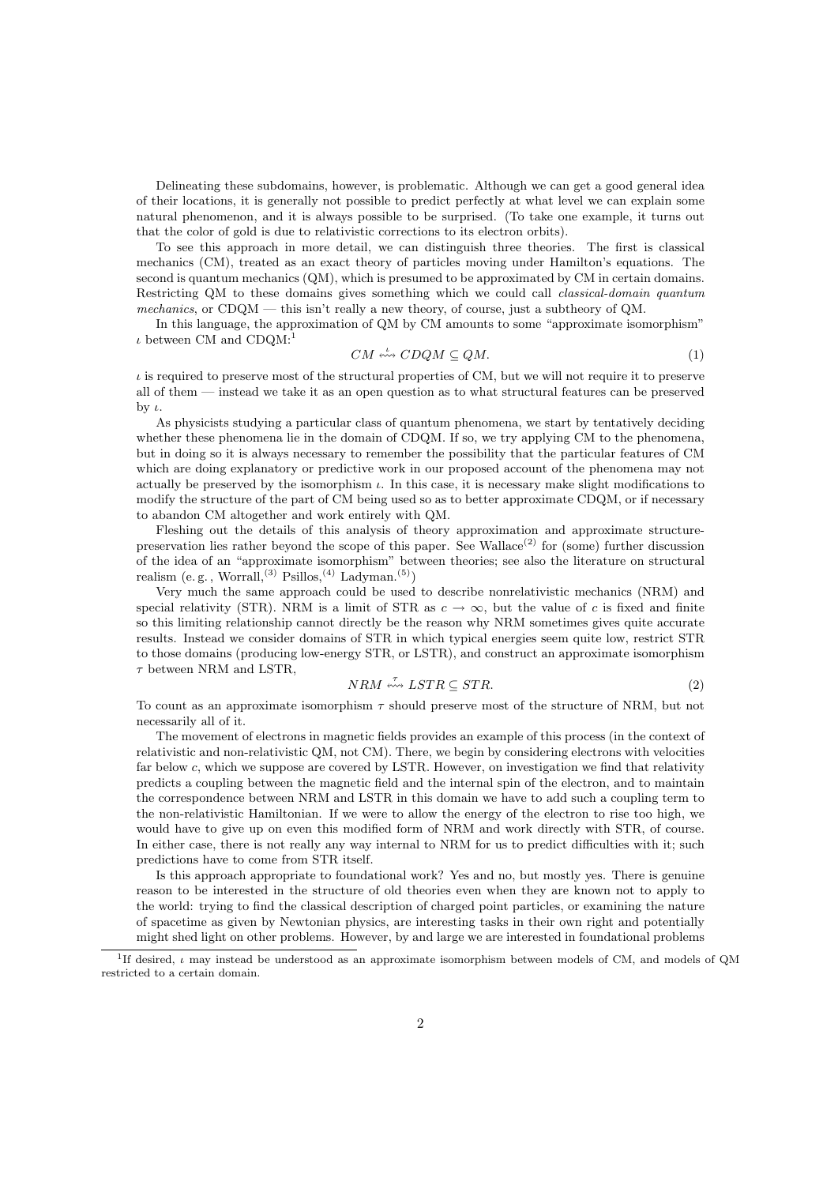Delineating these subdomains, however, is problematic. Although we can get a good general idea of their locations, it is generally not possible to predict perfectly at what level we can explain some natural phenomenon, and it is always possible to be surprised. (To take one example, it turns out that the color of gold is due to relativistic corrections to its electron orbits).

To see this approach in more detail, we can distinguish three theories. The first is classical mechanics (CM), treated as an exact theory of particles moving under Hamilton's equations. The second is quantum mechanics (QM), which is presumed to be approximated by CM in certain domains. Restricting QM to these domains gives something which we could call *classical-domain quantum mechanics*, or CDQM — this isn't really a new theory, of course, just a subtheory of QM.

In this language, the approximation of QM by CM amounts to some "approximate isomorphism" $\iota$ between CM and CDQM:[1]

$$CM \overset{\iota}{\leftrightsquigarrow} CDQM \subseteq QM. \tag{1}$$

$\iota$ is required to preserve most of the structural properties of CM, but we will not require it to preserve all of them — instead we take it as an open question as to what structural features can be preserved by $\iota$.

As physicists studying a particular class of quantum phenomena, we start by tentatively deciding whether these phenomena lie in the domain of CDQM. If so, we try applying CM to the phenomena, but in doing so it is always necessary to remember the possibility that the particular features of CM which are doing explanatory or predictive work in our proposed account of the phenomena may not actually be preserved by the isomorphism $\iota$. In this case, it is necessary make slight modifications to modify the structure of the part of CM being used so as to better approximate CDQM, or if necessary to abandon CM altogether and work entirely with QM.

Fleshing out the details of this analysis of theory approximation and approximate structure-preservation lies rather beyond the scope of this paper. See Wallace[(2)] for (some) further discussion of the idea of an "approximate isomorphism" between theories; see also the literature on structural realism (e. g. , Worrall,[(3)] Psillos,[(4)] Ladyman.[(5)])

Very much the same approach could be used to describe nonrelativistic mechanics (NRM) and special relativity (STR). NRM is a limit of STR as $c \to \infty$, but the value of $c$ is fixed and finite so this limiting relationship cannot directly be the reason why NRM sometimes gives quite accurate results. Instead we consider domains of STR in which typical energies seem quite low, restrict STR to those domains (producing low-energy STR, or LSTR), and construct an approximate isomorphism $\tau$ between NRM and LSTR,

$$NRM \overset{\tau}{\leftrightsquigarrow} LSTR \subseteq STR. \tag{2}$$

To count as an approximate isomorphism $\tau$ should preserve most of the structure of NRM, but not necessarily all of it.

The movement of electrons in magnetic fields provides an example of this process (in the context of relativistic and non-relativistic QM, not CM). There, we begin by considering electrons with velocities far below $c$, which we suppose are covered by LSTR. However, on investigation we find that relativity predicts a coupling between the magnetic field and the internal spin of the electron, and to maintain the correspondence between NRM and LSTR in this domain we have to add such a coupling term to the non-relativistic Hamiltonian. If we were to allow the energy of the electron to rise too high, we would have to give up on even this modified form of NRM and work directly with STR, of course. In either case, there is not really any way internal to NRM for us to predict difficulties with it; such predictions have to come from STR itself.

Is this approach appropriate to foundational work? Yes and no, but mostly yes. There is genuine reason to be interested in the structure of old theories even when they are known not to apply to the world: trying to find the classical description of charged point particles, or examining the nature of spacetime as given by Newtonian physics, are interesting tasks in their own right and potentially might shed light on other problems. However, by and large we are interested in foundational problems

[1] If desired, $\iota$ may instead be understood as an approximate isomorphism between models of CM, and models of QM restricted to a certain domain.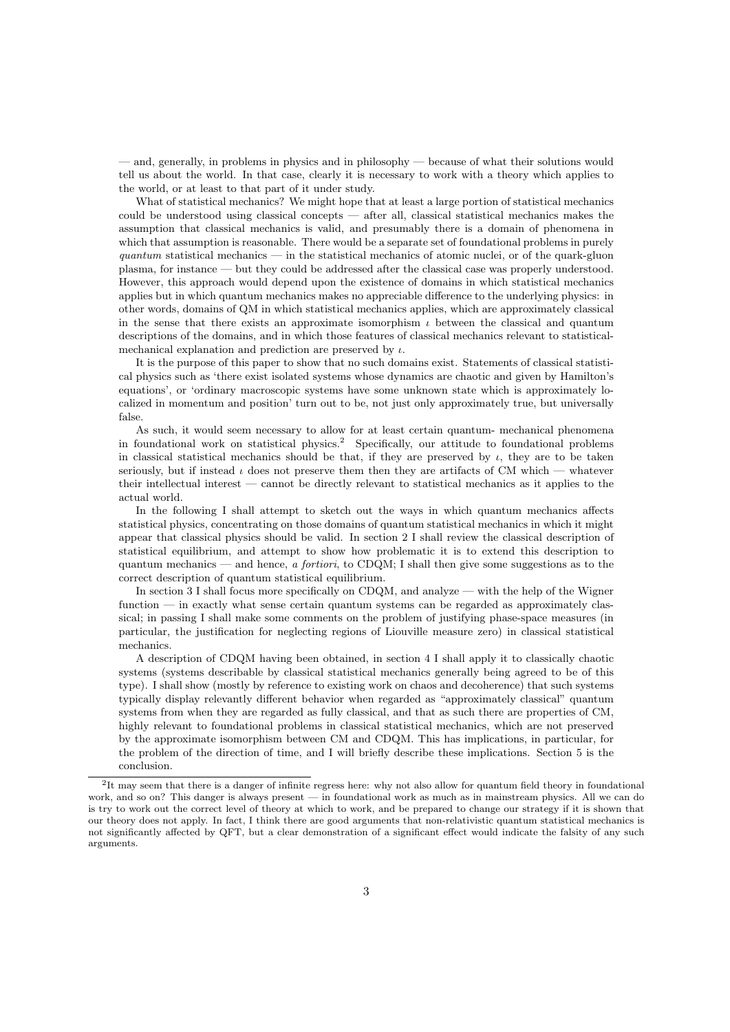— and, generally, in problems in physics and in philosophy — because of what their solutions would tell us about the world. In that case, clearly it is necessary to work with a theory which applies to the world, or at least to that part of it under study.

What of statistical mechanics? We might hope that at least a large portion of statistical mechanics could be understood using classical concepts — after all, classical statistical mechanics makes the assumption that classical mechanics is valid, and presumably there is a domain of phenomena in which that assumption is reasonable. There would be a separate set of foundational problems in purely *quantum* statistical mechanics — in the statistical mechanics of atomic nuclei, or of the quark-gluon plasma, for instance — but they could be addressed after the classical case was properly understood. However, this approach would depend upon the existence of domains in which statistical mechanics applies but in which quantum mechanics makes no appreciable difference to the underlying physics: in other words, domains of QM in which statistical mechanics applies, which are approximately classical in the sense that there exists an approximate isomorphism $\iota$ between the classical and quantum descriptions of the domains, and in which those features of classical mechanics relevant to statistical-mechanical explanation and prediction are preserved by $\iota$.

It is the purpose of this paper to show that no such domains exist. Statements of classical statistical physics such as 'there exist isolated systems whose dynamics are chaotic and given by Hamilton's equations', or 'ordinary macroscopic systems have some unknown state which is approximately localized in momentum and position' turn out to be, not just only approximately true, but universally false.

As such, it would seem necessary to allow for at least certain quantum- mechanical phenomena in foundational work on statistical physics.[2] Specifically, our attitude to foundational problems in classical statistical mechanics should be that, if they are preserved by $\iota$, they are to be taken seriously, but if instead $\iota$ does not preserve them then they are artifacts of CM which — whatever their intellectual interest — cannot be directly relevant to statistical mechanics as it applies to the actual world.

In the following I shall attempt to sketch out the ways in which quantum mechanics affects statistical physics, concentrating on those domains of quantum statistical mechanics in which it might appear that classical physics should be valid. In section 2 I shall review the classical description of statistical equilibrium, and attempt to show how problematic it is to extend this description to quantum mechanics — and hence, *a fortiori*, to CDQM; I shall then give some suggestions as to the correct description of quantum statistical equilibrium.

In section 3 I shall focus more specifically on CDQM, and analyze — with the help of the Wigner function — in exactly what sense certain quantum systems can be regarded as approximately classical; in passing I shall make some comments on the problem of justifying phase-space measures (in particular, the justification for neglecting regions of Liouville measure zero) in classical statistical mechanics.

A description of CDQM having been obtained, in section 4 I shall apply it to classically chaotic systems (systems describable by classical statistical mechanics generally being agreed to be of this type). I shall show (mostly by reference to existing work on chaos and decoherence) that such systems typically display relevantly different behavior when regarded as "approximately classical" quantum systems from when they are regarded as fully classical, and that as such there are properties of CM, highly relevant to foundational problems in classical statistical mechanics, which are not preserved by the approximate isomorphism between CM and CDQM. This has implications, in particular, for the problem of the direction of time, and I will briefly describe these implications. Section 5 is the conclusion.

---

[2] It may seem that there is a danger of infinite regress here: why not also allow for quantum field theory in foundational work, and so on? This danger is always present — in foundational work as much as in mainstream physics. All we can do is try to work out the correct level of theory at which to work, and be prepared to change our strategy if it is shown that our theory does not apply. In fact, I think there are good arguments that non-relativistic quantum statistical mechanics is not significantly affected by QFT, but a clear demonstration of a significant effect would indicate the falsity of any such arguments.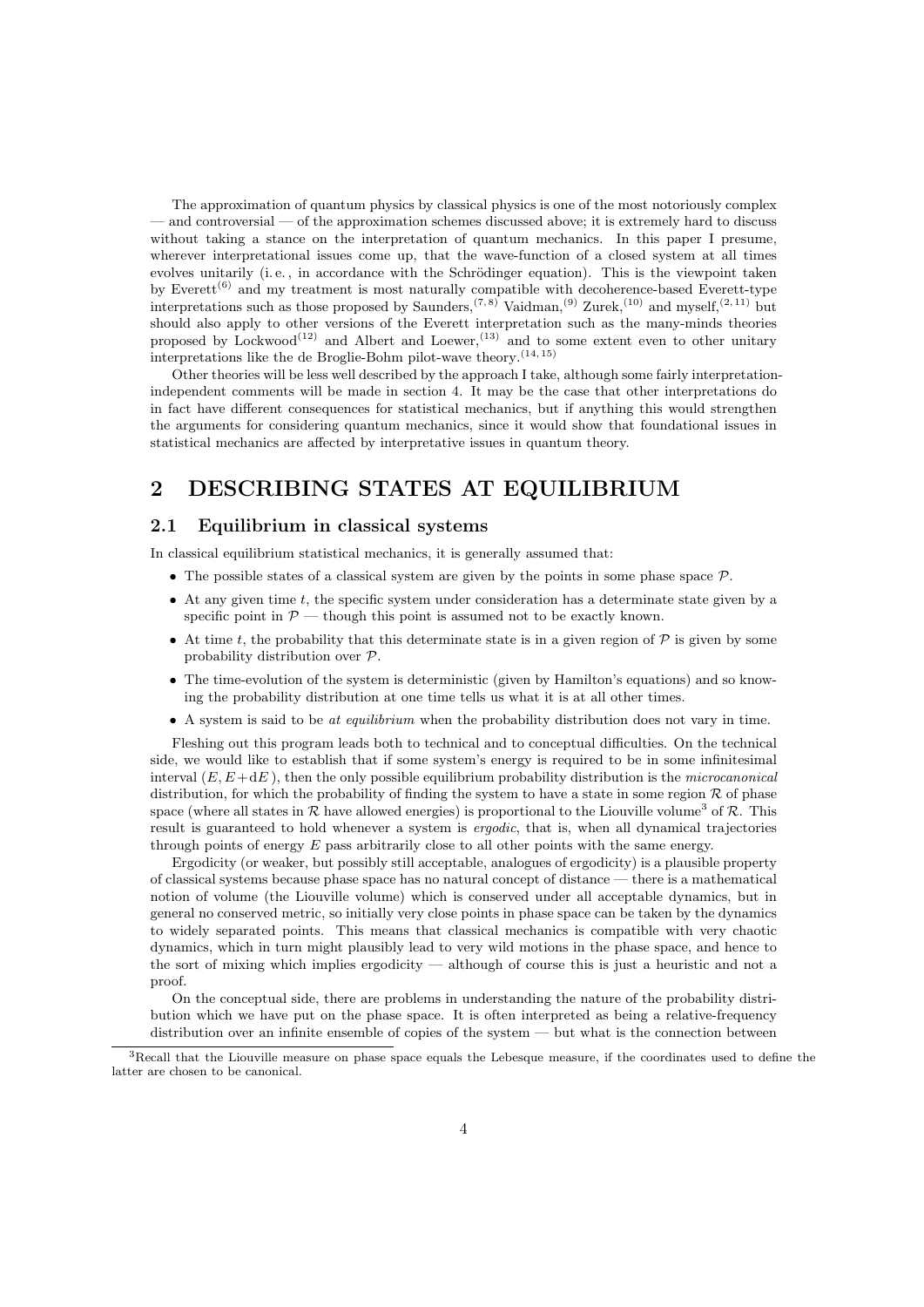The approximation of quantum physics by classical physics is one of the most notoriously complex — and controversial — of the approximation schemes discussed above; it is extremely hard to discuss without taking a stance on the interpretation of quantum mechanics. In this paper I presume, wherever interpretational issues come up, that the wave-function of a closed system at all times evolves unitarily (i. e. , in accordance with the Schrödinger equation). This is the viewpoint taken by Everett[(6)] and my treatment is most naturally compatible with decoherence-based Everett-type interpretations such as those proposed by Saunders,[(7,8)] Vaidman,[(9)] Zurek,[(10)] and myself,[(2,11)] but should also apply to other versions of the Everett interpretation such as the many-minds theories proposed by Lockwood[(12)] and Albert and Loewer,[(13)] and to some extent even to other unitary interpretations like the de Broglie-Bohm pilot-wave theory.[(14,15)]

Other theories will be less well described by the approach I take, although some fairly interpretation-independent comments will be made in section 4. It may be the case that other interpretations do in fact have different consequences for statistical mechanics, but if anything this would strengthen the arguments for considering quantum mechanics, since it would show that foundational issues in statistical mechanics are affected by interpretative issues in quantum theory.

# 2 DESCRIBING STATES AT EQUILIBRIUM

## 2.1 Equilibrium in classical systems

In classical equilibrium statistical mechanics, it is generally assumed that:

- The possible states of a classical system are given by the points in some phase space $\mathcal{P}$.
- At any given time $t$, the specific system under consideration has a determinate state given by a specific point in $\mathcal{P}$ — though this point is assumed not to be exactly known.
- At time $t$, the probability that this determinate state is in a given region of $\mathcal{P}$ is given by some probability distribution over $\mathcal{P}$.
- The time-evolution of the system is deterministic (given by Hamilton's equations) and so knowing the probability distribution at one time tells us what it is at all other times.
- A system is said to be *at equilibrium* when the probability distribution does not vary in time.

Fleshing out this program leads both to technical and to conceptual difficulties. On the technical side, we would like to establish that if some system's energy is required to be in some infinitesimal interval $(E, E+\mathrm{d}E)$, then the only possible equilibrium probability distribution is the *microcanonical* distribution, for which the probability of finding the system to have a state in some region $\mathcal{R}$ of phase space (where all states in $\mathcal{R}$ have allowed energies) is proportional to the Liouville volume[3] of $\mathcal{R}$. This result is guaranteed to hold whenever a system is *ergodic*, that is, when all dynamical trajectories through points of energy $E$ pass arbitrarily close to all other points with the same energy.

Ergodicity (or weaker, but possibly still acceptable, analogues of ergodicity) is a plausible property of classical systems because phase space has no natural concept of distance — there is a mathematical notion of volume (the Liouville volume) which is conserved under all acceptable dynamics, but in general no conserved metric, so initially very close points in phase space can be taken by the dynamics to widely separated points. This means that classical mechanics is compatible with very chaotic dynamics, which in turn might plausibly lead to very wild motions in the phase space, and hence to the sort of mixing which implies ergodicity — although of course this is just a heuristic and not a proof.

On the conceptual side, there are problems in understanding the nature of the probability distribution which we have put on the phase space. It is often interpreted as being a relative-frequency distribution over an infinite ensemble of copies of the system — but what is the connection between

[3] Recall that the Liouville measure on phase space equals the Lebesque measure, if the coordinates used to define the latter are chosen to be canonical.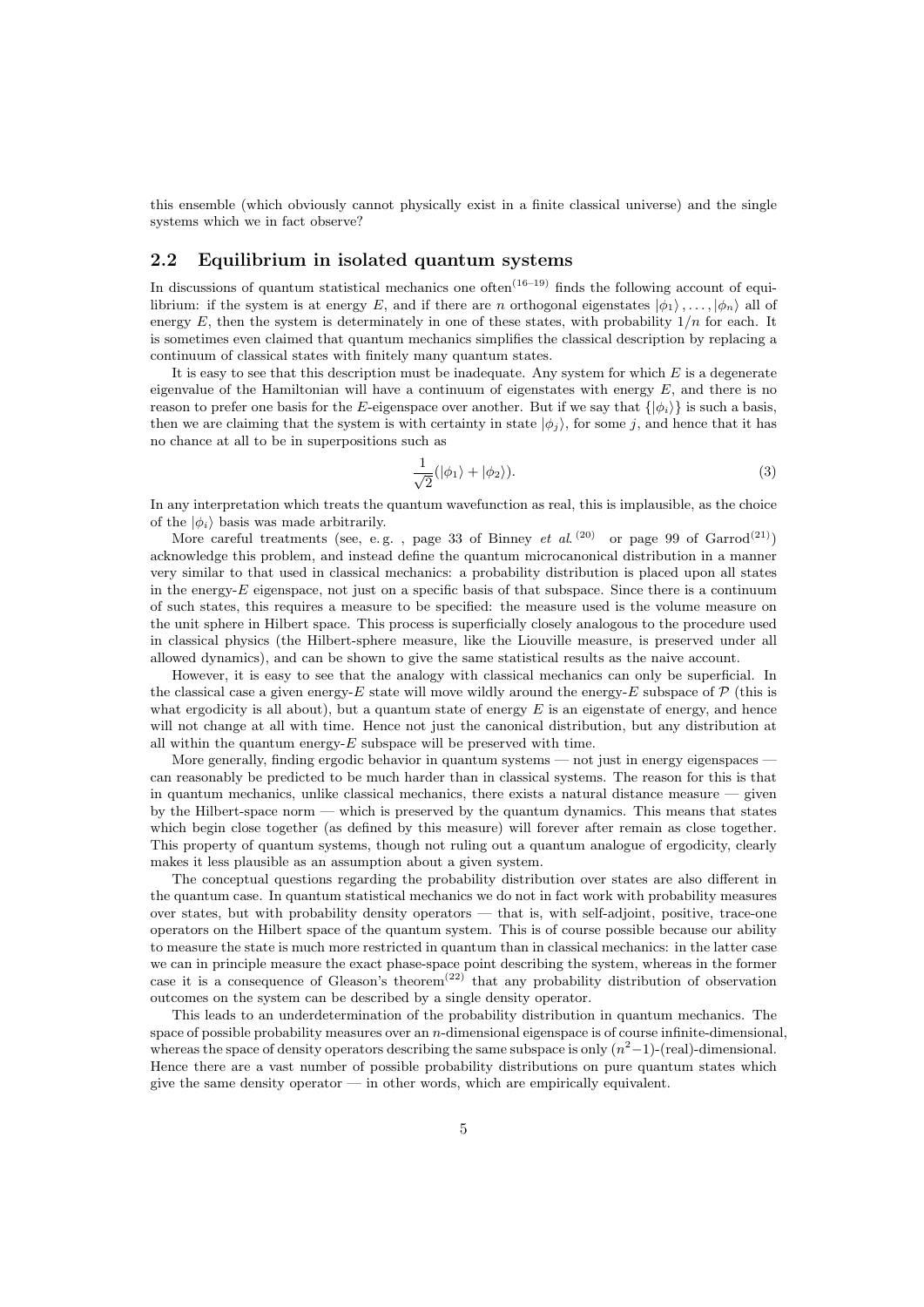this ensemble (which obviously cannot physically exist in a finite classical universe) and the single systems which we in fact observe?

## 2.2 Equilibrium in isolated quantum systems

In discussions of quantum statistical mechanics one often[16–19] finds the following account of equilibrium: if the system is at energy $E$, and if there are $n$ orthogonal eigenstates $|\phi_1\rangle, \ldots, |\phi_n\rangle$ all of energy $E$, then the system is determinately in one of these states, with probability $1/n$ for each. It is sometimes even claimed that quantum mechanics simplifies the classical description by replacing a continuum of classical states with finitely many quantum states.

It is easy to see that this description must be inadequate. Any system for which $E$ is a degenerate eigenvalue of the Hamiltonian will have a continuum of eigenstates with energy $E$, and there is no reason to prefer one basis for the $E$-eigenspace over another. But if we say that $\{|\phi_i\rangle\}$ is such a basis, then we are claiming that the system is with certainty in state $|\phi_j\rangle$, for some $j$, and hence that it has no chance at all to be in superpositions such as

$$\frac{1}{\sqrt{2}}(|\phi_1\rangle + |\phi_2\rangle). \tag{3}$$

In any interpretation which treats the quantum wavefunction as real, this is implausible, as the choice of the $|\phi_i\rangle$ basis was made arbitrarily.

More careful treatments (see, e.g. , page 33 of Binney *et al.*[20] or page 99 of Garrod[21]) acknowledge this problem, and instead define the quantum microcanonical distribution in a manner very similar to that used in classical mechanics: a probability distribution is placed upon all states in the energy-$E$ eigenspace, not just on a specific basis of that subspace. Since there is a continuum of such states, this requires a measure to be specified: the measure used is the volume measure on the unit sphere in Hilbert space. This process is superficially closely analogous to the procedure used in classical physics (the Hilbert-sphere measure, like the Liouville measure, is preserved under all allowed dynamics), and can be shown to give the same statistical results as the naive account.

However, it is easy to see that the analogy with classical mechanics can only be superficial. In the classical case a given energy-$E$ state will move wildly around the energy-$E$ subspace of $\mathcal{P}$ (this is what ergodicity is all about), but a quantum state of energy $E$ is an eigenstate of energy, and hence will not change at all with time. Hence not just the canonical distribution, but any distribution at all within the quantum energy-$E$ subspace will be preserved with time.

More generally, finding ergodic behavior in quantum systems — not just in energy eigenspaces — can reasonably be predicted to be much harder than in classical systems. The reason for this is that in quantum mechanics, unlike classical mechanics, there exists a natural distance measure — given by the Hilbert-space norm — which is preserved by the quantum dynamics. This means that states which begin close together (as defined by this measure) will forever after remain as close together. This property of quantum systems, though not ruling out a quantum analogue of ergodicity, clearly makes it less plausible as an assumption about a given system.

The conceptual questions regarding the probability distribution over states are also different in the quantum case. In quantum statistical mechanics we do not in fact work with probability measures over states, but with probability density operators — that is, with self-adjoint, positive, trace-one operators on the Hilbert space of the quantum system. This is of course possible because our ability to measure the state is much more restricted in quantum than in classical mechanics: in the latter case we can in principle measure the exact phase-space point describing the system, whereas in the former case it is a consequence of Gleason's theorem[22] that any probability distribution of observation outcomes on the system can be described by a single density operator.

This leads to an underdetermination of the probability distribution in quantum mechanics. The space of possible probability measures over an $n$-dimensional eigenspace is of course infinite-dimensional, whereas the space of density operators describing the same subspace is only $(n^2-1)$-(real)-dimensional. Hence there are a vast number of possible probability distributions on pure quantum states which give the same density operator — in other words, which are empirically equivalent.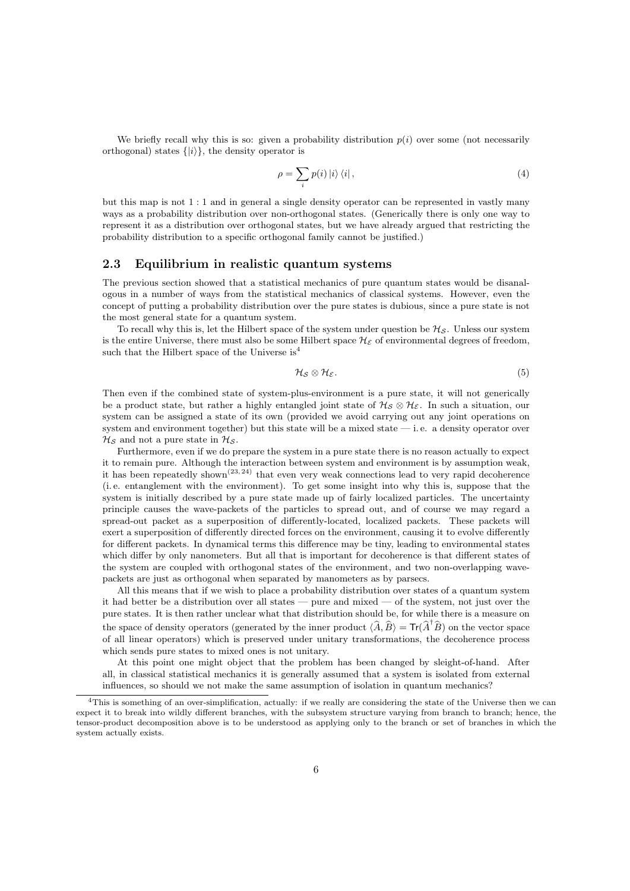We briefly recall why this is so: given a probability distribution $p(i)$ over some (not necessarily orthogonal) states $\{|i\rangle\}$, the density operator is

$$\rho = \sum_i p(i) |i\rangle \langle i|, \tag{4}$$

but this map is not $1:1$ and in general a single density operator can be represented in vastly many ways as a probability distribution over non-orthogonal states. (Generically there is only one way to represent it as a distribution over orthogonal states, but we have already argued that restricting the probability distribution to a specific orthogonal family cannot be justified.)

### 2.3 Equilibrium in realistic quantum systems

The previous section showed that a statistical mechanics of pure quantum states would be disanalogous in a number of ways from the statistical mechanics of classical systems. However, even the concept of putting a probability distribution over the pure states is dubious, since a pure state is not the most general state for a quantum system.

To recall why this is, let the Hilbert space of the system under question be $\mathcal{H}_\mathcal{S}$. Unless our system is the entire Universe, there must also be some Hilbert space $\mathcal{H}_\mathcal{E}$ of environmental degrees of freedom, such that the Hilbert space of the Universe is[4]

$$\mathcal{H}_\mathcal{S} \otimes \mathcal{H}_\mathcal{E}. \tag{5}$$

Then even if the combined state of system-plus-environment is a pure state, it will not generically be a product state, but rather a highly entangled joint state of $\mathcal{H}_\mathcal{S} \otimes \mathcal{H}_\mathcal{E}$. In such a situation, our system can be assigned a state of its own (provided we avoid carrying out any joint operations on system and environment together) but this state will be a mixed state — i. e. a density operator over $\mathcal{H}_\mathcal{S}$ and not a pure state in $\mathcal{H}_\mathcal{S}$.

Furthermore, even if we do prepare the system in a pure state there is no reason actually to expect it to remain pure. Although the interaction between system and environment is by assumption weak, it has been repeatedly shown[23,24] that even very weak connections lead to very rapid decoherence (i. e. entanglement with the environment). To get some insight into why this is, suppose that the system is initially described by a pure state made up of fairly localized particles. The uncertainty principle causes the wave-packets of the particles to spread out, and of course we may regard a spread-out packet as a superposition of differently-located, localized packets. These packets will exert a superposition of differently directed forces on the environment, causing it to evolve differently for different packets. In dynamical terms this difference may be tiny, leading to environmental states which differ by only nanometers. But all that is important for decoherence is that different states of the system are coupled with orthogonal states of the environment, and two non-overlapping wave-packets are just as orthogonal when separated by manometers as by parsecs.

All this means that if we wish to place a probability distribution over states of a quantum system it had better be a distribution over all states — pure and mixed — of the system, not just over the pure states. It is then rather unclear what that distribution should be, for while there is a measure on the space of density operators (generated by the inner product $\langle \widehat{A}, \widehat{B} \rangle = \mathsf{Tr}(\widehat{A}^\dagger \widehat{B})$ on the vector space of all linear operators) which is preserved under unitary transformations, the decoherence process which sends pure states to mixed ones is not unitary.

At this point one might object that the problem has been changed by sleight-of-hand. After all, in classical statistical mechanics it is generally assumed that a system is isolated from external influences, so should we not make the same assumption of isolation in quantum mechanics?

[4] This is something of an over-simplification, actually: if we really are considering the state of the Universe then we can expect it to break into wildly different branches, with the subsystem structure varying from branch to branch; hence, the tensor-product decomposition above is to be understood as applying only to the branch or set of branches in which the system actually exists.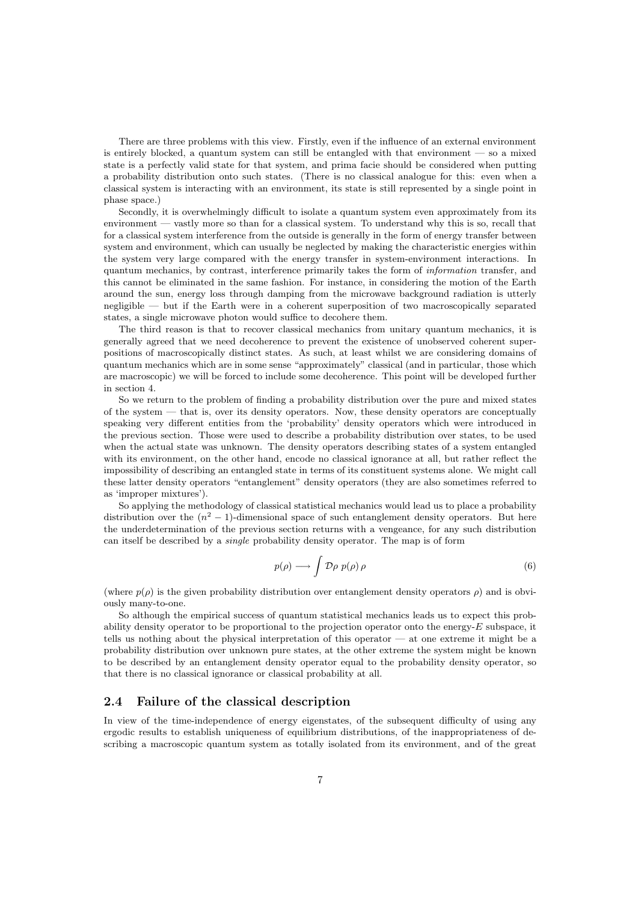There are three problems with this view. Firstly, even if the influence of an external environment is entirely blocked, a quantum system can still be entangled with that environment — so a mixed state is a perfectly valid state for that system, and prima facie should be considered when putting a probability distribution onto such states. (There is no classical analogue for this: even when a classical system is interacting with an environment, its state is still represented by a single point in phase space.)

Secondly, it is overwhelmingly difficult to isolate a quantum system even approximately from its environment — vastly more so than for a classical system. To understand why this is so, recall that for a classical system interference from the outside is generally in the form of energy transfer between system and environment, which can usually be neglected by making the characteristic energies within the system very large compared with the energy transfer in system-environment interactions. In quantum mechanics, by contrast, interference primarily takes the form of *information* transfer, and this cannot be eliminated in the same fashion. For instance, in considering the motion of the Earth around the sun, energy loss through damping from the microwave background radiation is utterly negligible — but if the Earth were in a coherent superposition of two macroscopically separated states, a single microwave photon would suffice to decohere them.

The third reason is that to recover classical mechanics from unitary quantum mechanics, it is generally agreed that we need decoherence to prevent the existence of unobserved coherent superpositions of macroscopically distinct states. As such, at least whilst we are considering domains of quantum mechanics which are in some sense "approximately" classical (and in particular, those which are macroscopic) we will be forced to include some decoherence. This point will be developed further in section 4.

So we return to the problem of finding a probability distribution over the pure and mixed states of the system — that is, over its density operators. Now, these density operators are conceptually speaking very different entities from the 'probability' density operators which were introduced in the previous section. Those were used to describe a probability distribution over states, to be used when the actual state was unknown. The density operators describing states of a system entangled with its environment, on the other hand, encode no classical ignorance at all, but rather reflect the impossibility of describing an entangled state in terms of its constituent systems alone. We might call these latter density operators "entanglement" density operators (they are also sometimes referred to as 'improper mixtures').

So applying the methodology of classical statistical mechanics would lead us to place a probability distribution over the $(n^2 - 1)$-dimensional space of such entanglement density operators. But here the underdetermination of the previous section returns with a vengeance, for any such distribution can itself be described by a *single* probability density operator. The map is of form

$$p(\rho) \longrightarrow \int \mathcal{D}\rho \; p(\rho)\, \rho \tag{6}$$

(where $p(\rho)$ is the given probability distribution over entanglement density operators $\rho$) and is obviously many-to-one.

So although the empirical success of quantum statistical mechanics leads us to expect this probability density operator to be proportional to the projection operator onto the energy-$E$ subspace, it tells us nothing about the physical interpretation of this operator — at one extreme it might be a probability distribution over unknown pure states, at the other extreme the system might be known to be described by an entanglement density operator equal to the probability density operator, so that there is no classical ignorance or classical probability at all.

## 2.4 Failure of the classical description

In view of the time-independence of energy eigenstates, of the subsequent difficulty of using any ergodic results to establish uniqueness of equilibrium distributions, of the inappropriateness of describing a macroscopic quantum system as totally isolated from its environment, and of the great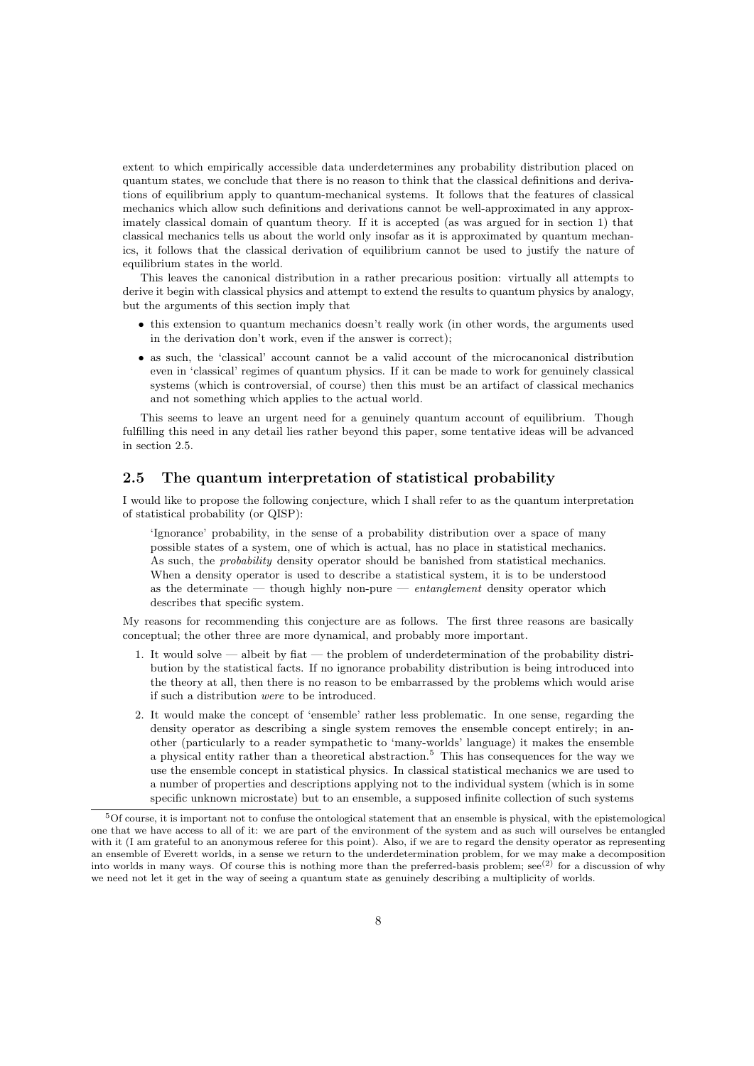extent to which empirically accessible data underdetermines any probability distribution placed on quantum states, we conclude that there is no reason to think that the classical definitions and derivations of equilibrium apply to quantum-mechanical systems. It follows that the features of classical mechanics which allow such definitions and derivations cannot be well-approximated in any approximately classical domain of quantum theory. If it is accepted (as was argued for in section 1) that classical mechanics tells us about the world only insofar as it is approximated by quantum mechanics, it follows that the classical derivation of equilibrium cannot be used to justify the nature of equilibrium states in the world.

This leaves the canonical distribution in a rather precarious position: virtually all attempts to derive it begin with classical physics and attempt to extend the results to quantum physics by analogy, but the arguments of this section imply that

- this extension to quantum mechanics doesn't really work (in other words, the arguments used in the derivation don't work, even if the answer is correct);
- as such, the 'classical' account cannot be a valid account of the microcanonical distribution even in 'classical' regimes of quantum physics. If it can be made to work for genuinely classical systems (which is controversial, of course) then this must be an artifact of classical mechanics and not something which applies to the actual world.

This seems to leave an urgent need for a genuinely quantum account of equilibrium. Though fulfilling this need in any detail lies rather beyond this paper, some tentative ideas will be advanced in section 2.5.

## 2.5 The quantum interpretation of statistical probability

I would like to propose the following conjecture, which I shall refer to as the quantum interpretation of statistical probability (or QISP):

> 'Ignorance' probability, in the sense of a probability distribution over a space of many possible states of a system, one of which is actual, has no place in statistical mechanics. As such, the *probability* density operator should be banished from statistical mechanics. When a density operator is used to describe a statistical system, it is to be understood as the determinate — though highly non-pure — *entanglement* density operator which describes that specific system.

My reasons for recommending this conjecture are as follows. The first three reasons are basically conceptual; the other three are more dynamical, and probably more important.

1. It would solve — albeit by fiat — the problem of underdetermination of the probability distribution by the statistical facts. If no ignorance probability distribution is being introduced into the theory at all, then there is no reason to be embarrassed by the problems which would arise if such a distribution *were* to be introduced.
2. It would make the concept of 'ensemble' rather less problematic. In one sense, regarding the density operator as describing a single system removes the ensemble concept entirely; in another (particularly to a reader sympathetic to 'many-worlds' language) it makes the ensemble a physical entity rather than a theoretical abstraction.[5] This has consequences for the way we use the ensemble concept in statistical physics. In classical statistical mechanics we are used to a number of properties and descriptions applying not to the individual system (which is in some specific unknown microstate) but to an ensemble, a supposed infinite collection of such systems

[5] Of course, it is important not to confuse the ontological statement that an ensemble is physical, with the epistemological one that we have access to all of it: we are part of the environment of the system and as such will ourselves be entangled with it (I am grateful to an anonymous referee for this point). Also, if we are to regard the density operator as representing an ensemble of Everett worlds, in a sense we return to the underdetermination problem, for we may make a decomposition into worlds in many ways. Of course this is nothing more than the preferred-basis problem; see[(2)] for a discussion of why we need not let it get in the way of seeing a quantum state as genuinely describing a multiplicity of worlds.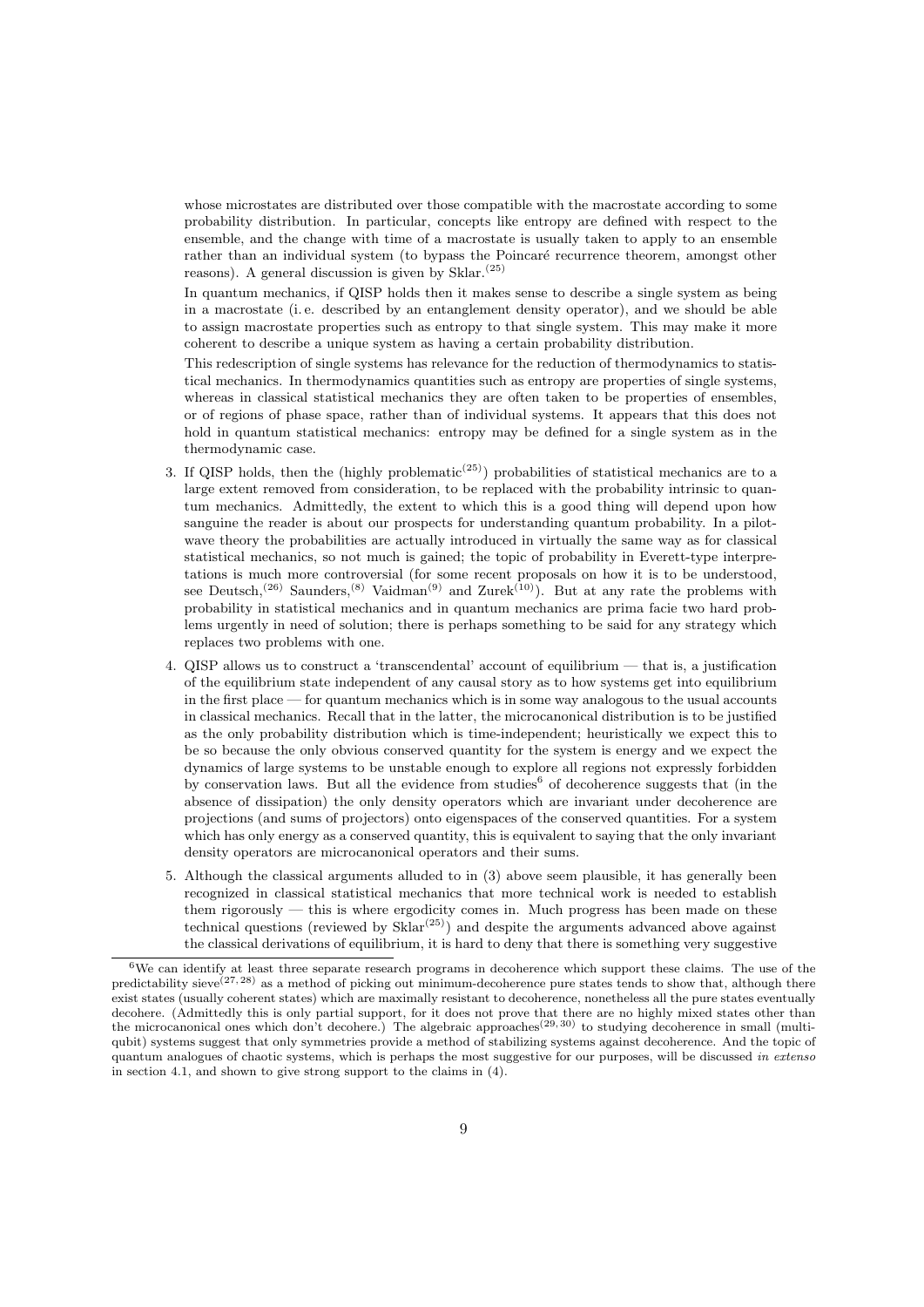whose microstates are distributed over those compatible with the macrostate according to some probability distribution. In particular, concepts like entropy are defined with respect to the ensemble, and the change with time of a macrostate is usually taken to apply to an ensemble rather than an individual system (to bypass the Poincaré recurrence theorem, amongst other reasons). A general discussion is given by Sklar.[25]

In quantum mechanics, if QISP holds then it makes sense to describe a single system as being in a macrostate (i. e. described by an entanglement density operator), and we should be able to assign macrostate properties such as entropy to that single system. This may make it more coherent to describe a unique system as having a certain probability distribution.

This redescription of single systems has relevance for the reduction of thermodynamics to statistical mechanics. In thermodynamics quantities such as entropy are properties of single systems, whereas in classical statistical mechanics they are often taken to be properties of ensembles, or of regions of phase space, rather than of individual systems. It appears that this does not hold in quantum statistical mechanics: entropy may be defined for a single system as in the thermodynamic case.

3. If QISP holds, then the (highly problematic[25]) probabilities of statistical mechanics are to a large extent removed from consideration, to be replaced with the probability intrinsic to quantum mechanics. Admittedly, the extent to which this is a good thing will depend upon how sanguine the reader is about our prospects for understanding quantum probability. In a pilot-wave theory the probabilities are actually introduced in virtually the same way as for classical statistical mechanics, so not much is gained; the topic of probability in Everett-type interpretations is much more controversial (for some recent proposals on how it is to be understood, see Deutsch,[26] Saunders,[8] Vaidman[9] and Zurek[10]). But at any rate the problems with probability in statistical mechanics and in quantum mechanics are prima facie two hard problems urgently in need of solution; there is perhaps something to be said for any strategy which replaces two problems with one.

4. QISP allows us to construct a 'transcendental' account of equilibrium — that is, a justification of the equilibrium state independent of any causal story as to how systems get into equilibrium in the first place — for quantum mechanics which is in some way analogous to the usual accounts in classical mechanics. Recall that in the latter, the microcanonical distribution is to be justified as the only probability distribution which is time-independent; heuristically we expect this to be so because the only obvious conserved quantity for the system is energy and we expect the dynamics of large systems to be unstable enough to explore all regions not expressly forbidden by conservation laws. But all the evidence from studies[6] of decoherence suggests that (in the absence of dissipation) the only density operators which are invariant under decoherence are projections (and sums of projectors) onto eigenspaces of the conserved quantities. For a system which has only energy as a conserved quantity, this is equivalent to saying that the only invariant density operators are microcanonical operators and their sums.

5. Although the classical arguments alluded to in (3) above seem plausible, it has generally been recognized in classical statistical mechanics that more technical work is needed to establish them rigorously — this is where ergodicity comes in. Much progress has been made on these technical questions (reviewed by Sklar[25]) and despite the arguments advanced above against the classical derivations of equilibrium, it is hard to deny that there is something very suggestive

---

[6] We can identify at least three separate research programs in decoherence which support these claims. The use of the predictability sieve[27,28] as a method of picking out minimum-decoherence pure states tends to show that, although there exist states (usually coherent states) which are maximally resistant to decoherence, nonetheless all the pure states eventually decohere. (Admittedly this is only partial support, for it does not prove that there are no highly mixed states other than the microcanonical ones which don't decohere.) The algebraic approaches[29,30] to studying decoherence in small (multi-qubit) systems suggest that only symmetries provide a method of stabilizing systems against decoherence. And the topic of quantum analogues of chaotic systems, which is perhaps the most suggestive for our purposes, will be discussed *in extenso* in section 4.1, and shown to give strong support to the claims in (4).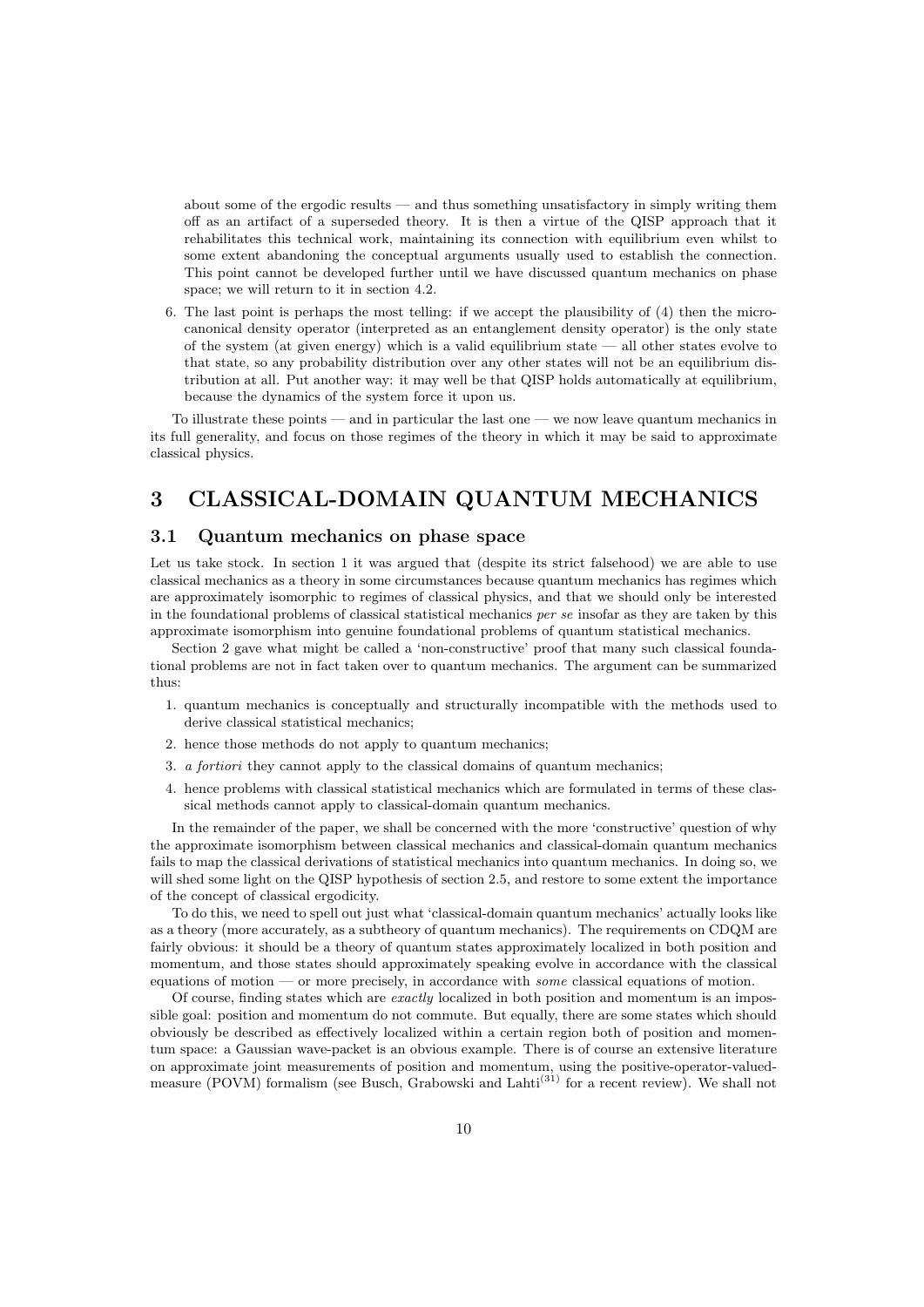about some of the ergodic results — and thus something unsatisfactory in simply writing them off as an artifact of a superseded theory. It is then a virtue of the QISP approach that it rehabilitates this technical work, maintaining its connection with equilibrium even whilst to some extent abandoning the conceptual arguments usually used to establish the connection. This point cannot be developed further until we have discussed quantum mechanics on phase space; we will return to it in section 4.2.

6. The last point is perhaps the most telling: if we accept the plausibility of (4) then the microcanonical density operator (interpreted as an entanglement density operator) is the only state of the system (at given energy) which is a valid equilibrium state — all other states evolve to that state, so any probability distribution over any other states will not be an equilibrium distribution at all. Put another way: it may well be that QISP holds automatically at equilibrium, because the dynamics of the system force it upon us.

To illustrate these points — and in particular the last one — we now leave quantum mechanics in its full generality, and focus on those regimes of the theory in which it may be said to approximate classical physics.

# 3 CLASSICAL-DOMAIN QUANTUM MECHANICS

## 3.1 Quantum mechanics on phase space

Let us take stock. In section 1 it was argued that (despite its strict falsehood) we are able to use classical mechanics as a theory in some circumstances because quantum mechanics has regimes which are approximately isomorphic to regimes of classical physics, and that we should only be interested in the foundational problems of classical statistical mechanics *per se* insofar as they are taken by this approximate isomorphism into genuine foundational problems of quantum statistical mechanics.

Section 2 gave what might be called a 'non-constructive' proof that many such classical foundational problems are not in fact taken over to quantum mechanics. The argument can be summarized thus:

1. quantum mechanics is conceptually and structurally incompatible with the methods used to derive classical statistical mechanics;
2. hence those methods do not apply to quantum mechanics;
3. *a fortiori* they cannot apply to the classical domains of quantum mechanics;
4. hence problems with classical statistical mechanics which are formulated in terms of these classical methods cannot apply to classical-domain quantum mechanics.

In the remainder of the paper, we shall be concerned with the more 'constructive' question of why the approximate isomorphism between classical mechanics and classical-domain quantum mechanics fails to map the classical derivations of statistical mechanics into quantum mechanics. In doing so, we will shed some light on the QISP hypothesis of section 2.5, and restore to some extent the importance of the concept of classical ergodicity.

To do this, we need to spell out just what 'classical-domain quantum mechanics' actually looks like as a theory (more accurately, as a subtheory of quantum mechanics). The requirements on CDQM are fairly obvious: it should be a theory of quantum states approximately localized in both position and momentum, and those states should approximately speaking evolve in accordance with the classical equations of motion — or more precisely, in accordance with *some* classical equations of motion.

Of course, finding states which are *exactly* localized in both position and momentum is an impossible goal: position and momentum do not commute. But equally, there are some states which should obviously be described as effectively localized within a certain region both of position and momentum space: a Gaussian wave-packet is an obvious example. There is of course an extensive literature on approximate joint measurements of position and momentum, using the positive-operator-valued-measure (POVM) formalism (see Busch, Grabowski and Lahti[31] for a recent review). We shall not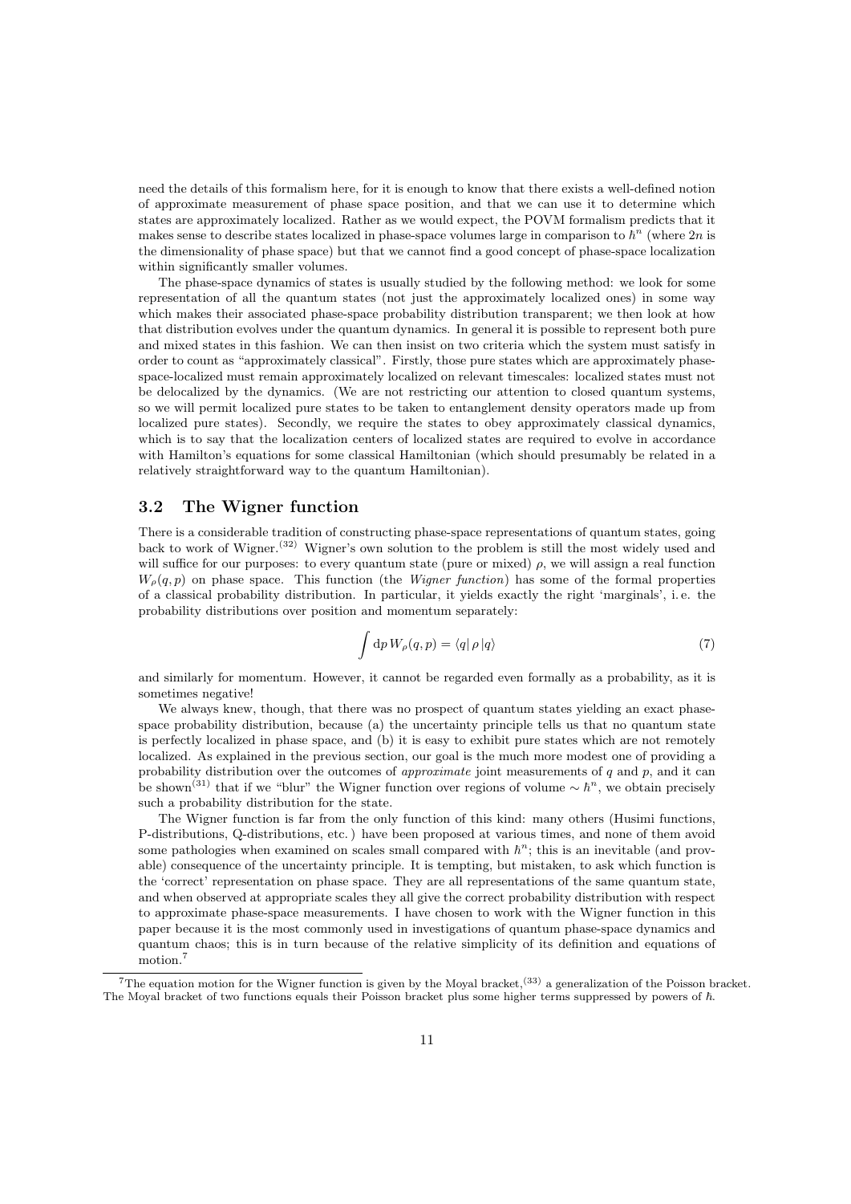need the details of this formalism here, for it is enough to know that there exists a well-defined notion of approximate measurement of phase space position, and that we can use it to determine which states are approximately localized. Rather as we would expect, the POVM formalism predicts that it makes sense to describe states localized in phase-space volumes large in comparison to $\hbar^n$ (where $2n$ is the dimensionality of phase space) but that we cannot find a good concept of phase-space localization within significantly smaller volumes.

The phase-space dynamics of states is usually studied by the following method: we look for some representation of all the quantum states (not just the approximately localized ones) in some way which makes their associated phase-space probability distribution transparent; we then look at how that distribution evolves under the quantum dynamics. In general it is possible to represent both pure and mixed states in this fashion. We can then insist on two criteria which the system must satisfy in order to count as "approximately classical". Firstly, those pure states which are approximately phase-space-localized must remain approximately localized on relevant timescales: localized states must not be delocalized by the dynamics. (We are not restricting our attention to closed quantum systems, so we will permit localized pure states to be taken to entanglement density operators made up from localized pure states). Secondly, we require the states to obey approximately classical dynamics, which is to say that the localization centers of localized states are required to evolve in accordance with Hamilton's equations for some classical Hamiltonian (which should presumably be related in a relatively straightforward way to the quantum Hamiltonian).

## 3.2 The Wigner function

There is a considerable tradition of constructing phase-space representations of quantum states, going back to work of Wigner.[32] Wigner's own solution to the problem is still the most widely used and will suffice for our purposes: to every quantum state (pure or mixed) $\rho$, we will assign a real function $W_\rho(q,p)$ on phase space. This function (the *Wigner function*) has some of the formal properties of a classical probability distribution. In particular, it yields exactly the right 'marginals', i. e. the probability distributions over position and momentum separately:

$$\int \mathrm{d}p \, W_\rho(q,p) = \langle q | \, \rho \, | q \rangle \tag{7}$$

and similarly for momentum. However, it cannot be regarded even formally as a probability, as it is sometimes negative!

We always knew, though, that there was no prospect of quantum states yielding an exact phase-space probability distribution, because (a) the uncertainty principle tells us that no quantum state is perfectly localized in phase space, and (b) it is easy to exhibit pure states which are not remotely localized. As explained in the previous section, our goal is the much more modest one of providing a probability distribution over the outcomes of *approximate* joint measurements of $q$ and $p$, and it can be shown[31] that if we "blur" the Wigner function over regions of volume $\sim \hbar^n$, we obtain precisely such a probability distribution for the state.

The Wigner function is far from the only function of this kind: many others (Husimi functions, P-distributions, Q-distributions, etc.) have been proposed at various times, and none of them avoid some pathologies when examined on scales small compared with $\hbar^n$; this is an inevitable (and provable) consequence of the uncertainty principle. It is tempting, but mistaken, to ask which function is the 'correct' representation on phase space. They are all representations of the same quantum state, and when observed at appropriate scales they all give the correct probability distribution with respect to approximate phase-space measurements. I have chosen to work with the Wigner function in this paper because it is the most commonly used in investigations of quantum phase-space dynamics and quantum chaos; this is in turn because of the relative simplicity of its definition and equations of motion.[7]

[7] The equation motion for the Wigner function is given by the Moyal bracket,[33] a generalization of the Poisson bracket. The Moyal bracket of two functions equals their Poisson bracket plus some higher terms suppressed by powers of $\hbar$.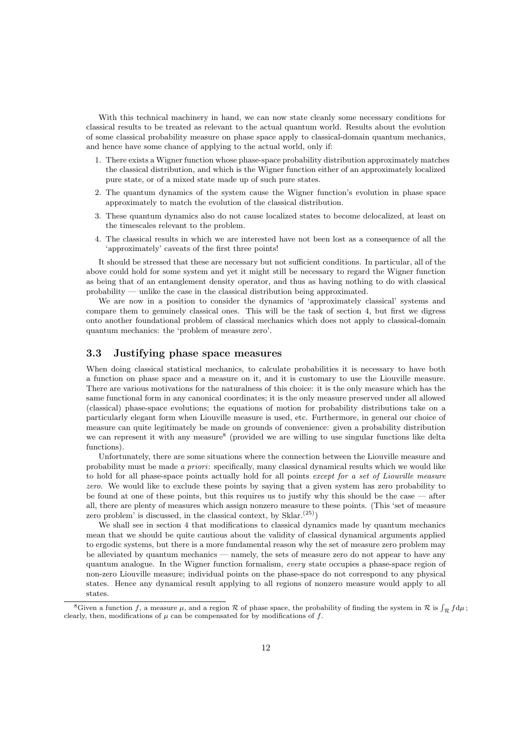With this technical machinery in hand, we can now state cleanly some necessary conditions for classical results to be treated as relevant to the actual quantum world. Results about the evolution of some classical probability measure on phase space apply to classical-domain quantum mechanics, and hence have some chance of applying to the actual world, only if:

1. There exists a Wigner function whose phase-space probability distribution approximately matches the classical distribution, and which is the Wigner function either of an approximately localized pure state, or of a mixed state made up of such pure states.
2. The quantum dynamics of the system cause the Wigner function's evolution in phase space approximately to match the evolution of the classical distribution.
3. These quantum dynamics also do not cause localized states to become delocalized, at least on the timescales relevant to the problem.
4. The classical results in which we are interested have not been lost as a consequence of all the 'approximately' caveats of the first three points!

It should be stressed that these are necessary but not sufficient conditions. In particular, all of the above could hold for some system and yet it might still be necessary to regard the Wigner function as being that of an entanglement density operator, and thus as having nothing to do with classical probability — unlike the case in the classical distribution being approximated.

We are now in a position to consider the dynamics of 'approximately classical' systems and compare them to genuinely classical ones. This will be the task of section 4, but first we digress onto another foundational problem of classical mechanics which does not apply to classical-domain quantum mechanics: the 'problem of measure zero'.

### 3.3 Justifying phase space measures

When doing classical statistical mechanics, to calculate probabilities it is necessary to have both a function on phase space and a measure on it, and it is customary to use the Liouville measure. There are various motivations for the naturalness of this choice: it is the only measure which has the same functional form in any canonical coordinates; it is the only measure preserved under all allowed (classical) phase-space evolutions; the equations of motion for probability distributions take on a particularly elegant form when Liouville measure is used, etc. Furthermore, in general our choice of measure can quite legitimately be made on grounds of convenience: given a probability distribution we can represent it with any measure[8] (provided we are willing to use singular functions like delta functions).

Unfortunately, there are some situations where the connection between the Liouville measure and probability must be made *a priori*: specifically, many classical dynamical results which we would like to hold for all phase-space points actually hold for all points *except for a set of Liouville measure zero*. We would like to exclude these points by saying that a given system has zero probability to be found at one of these points, but this requires us to justify why this should be the case — after all, there are plenty of measures which assign nonzero measure to these points. (This 'set of measure zero problem' is discussed, in the classical context, by Sklar.[(25)])

We shall see in section 4 that modifications to classical dynamics made by quantum mechanics mean that we should be quite cautious about the validity of classical dynamical arguments applied to ergodic systems, but there is a more fundamental reason why the set of measure zero problem may be alleviated by quantum mechanics — namely, the sets of measure zero do not appear to have any quantum analogue. In the Wigner function formalism, *every* state occupies a phase-space region of non-zero Liouville measure; individual points on the phase-space do not correspond to any physical states. Hence any dynamical result applying to all regions of nonzero measure would apply to all states.

[8]Given a function $f$, a measure $\mu$, and a region $\mathcal{R}$ of phase space, the probability of finding the system in $\mathcal{R}$ is $\int_{\mathcal{R}} f \mathrm{d}\mu$; clearly, then, modifications of $\mu$ can be compensated for by modifications of $f$.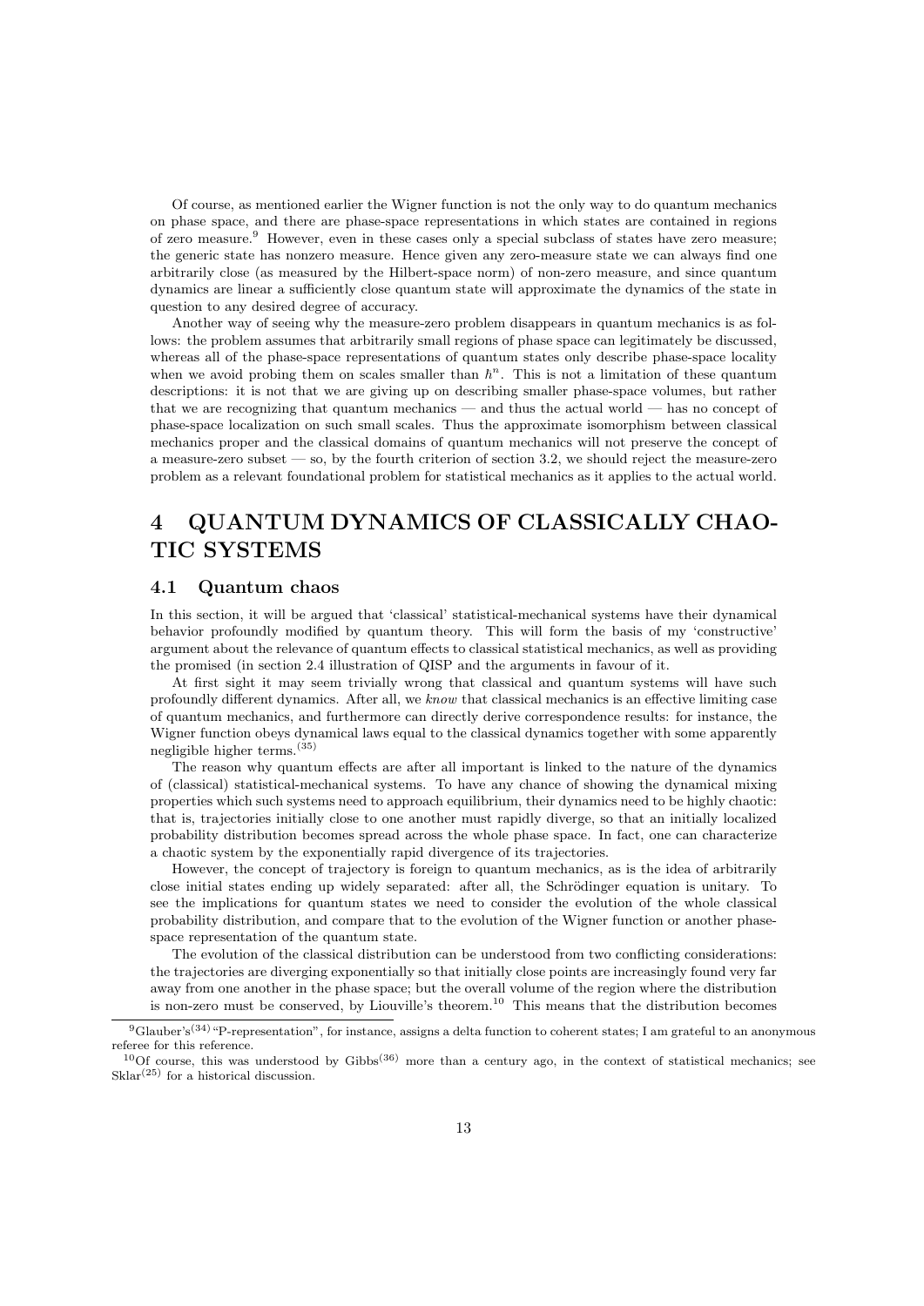Of course, as mentioned earlier the Wigner function is not the only way to do quantum mechanics on phase space, and there are phase-space representations in which states are contained in regions of zero measure.[9] However, even in these cases only a special subclass of states have zero measure; the generic state has nonzero measure. Hence given any zero-measure state we can always find one arbitrarily close (as measured by the Hilbert-space norm) of non-zero measure, and since quantum dynamics are linear a sufficiently close quantum state will approximate the dynamics of the state in question to any desired degree of accuracy.

Another way of seeing why the measure-zero problem disappears in quantum mechanics is as follows: the problem assumes that arbitrarily small regions of phase space can legitimately be discussed, whereas all of the phase-space representations of quantum states only describe phase-space locality when we avoid probing them on scales smaller than $\hbar^n$. This is not a limitation of these quantum descriptions: it is not that we are giving up on describing smaller phase-space volumes, but rather that we are recognizing that quantum mechanics — and thus the actual world — has no concept of phase-space localization on such small scales. Thus the approximate isomorphism between classical mechanics proper and the classical domains of quantum mechanics will not preserve the concept of a measure-zero subset — so, by the fourth criterion of section 3.2, we should reject the measure-zero problem as a relevant foundational problem for statistical mechanics as it applies to the actual world.

# 4 QUANTUM DYNAMICS OF CLASSICALLY CHAOTIC SYSTEMS

## 4.1 Quantum chaos

In this section, it will be argued that 'classical' statistical-mechanical systems have their dynamical behavior profoundly modified by quantum theory. This will form the basis of my 'constructive' argument about the relevance of quantum effects to classical statistical mechanics, as well as providing the promised (in section 2.4 illustration of QISP and the arguments in favour of it.

At first sight it may seem trivially wrong that classical and quantum systems will have such profoundly different dynamics. After all, we *know* that classical mechanics is an effective limiting case of quantum mechanics, and furthermore can directly derive correspondence results: for instance, the Wigner function obeys dynamical laws equal to the classical dynamics together with some apparently negligible higher terms.[(35)]

The reason why quantum effects are after all important is linked to the nature of the dynamics of (classical) statistical-mechanical systems. To have any chance of showing the dynamical mixing properties which such systems need to approach equilibrium, their dynamics need to be highly chaotic: that is, trajectories initially close to one another must rapidly diverge, so that an initially localized probability distribution becomes spread across the whole phase space. In fact, one can characterize a chaotic system by the exponentially rapid divergence of its trajectories.

However, the concept of trajectory is foreign to quantum mechanics, as is the idea of arbitrarily close initial states ending up widely separated: after all, the Schrödinger equation is unitary. To see the implications for quantum states we need to consider the evolution of the whole classical probability distribution, and compare that to the evolution of the Wigner function or another phase-space representation of the quantum state.

The evolution of the classical distribution can be understood from two conflicting considerations: the trajectories are diverging exponentially so that initially close points are increasingly found very far away from one another in the phase space; but the overall volume of the region where the distribution is non-zero must be conserved, by Liouville's theorem.[10] This means that the distribution becomes

[9] Glauber's[(34)] "P-representation", for instance, assigns a delta function to coherent states; I am grateful to an anonymous referee for this reference.

[10] Of course, this was understood by Gibbs[(36)] more than a century ago, in the context of statistical mechanics; see Sklar[(25)] for a historical discussion.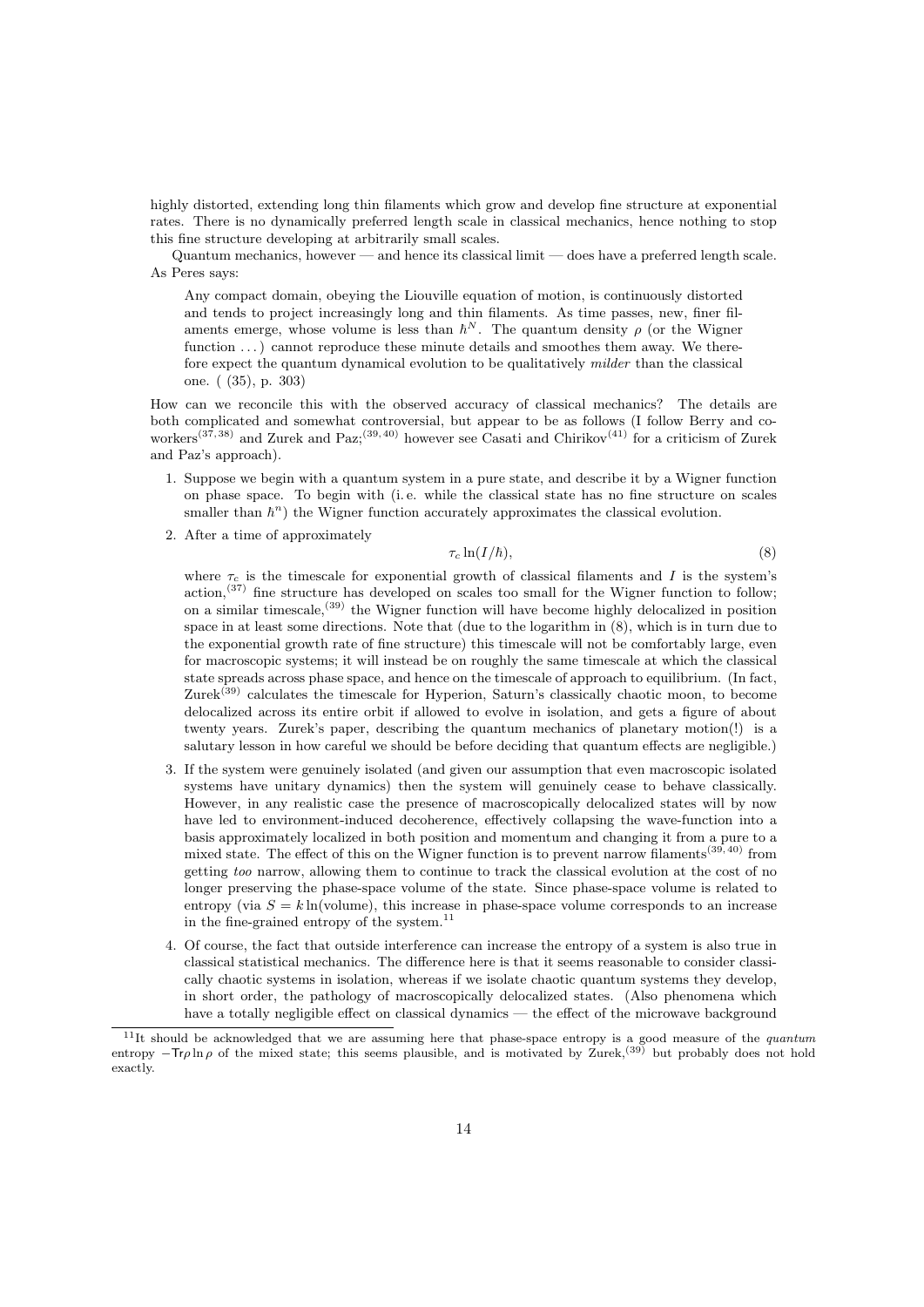highly distorted, extending long thin filaments which grow and develop fine structure at exponential rates. There is no dynamically preferred length scale in classical mechanics, hence nothing to stop this fine structure developing at arbitrarily small scales.

Quantum mechanics, however — and hence its classical limit — does have a preferred length scale. As Peres says:

> Any compact domain, obeying the Liouville equation of motion, is continuously distorted and tends to project increasingly long and thin filaments. As time passes, new, finer filaments emerge, whose volume is less than $\hbar^N$. The quantum density $\rho$ (or the Wigner function ...) cannot reproduce these minute details and smoothes them away. We therefore expect the quantum dynamical evolution to be qualitatively *milder* than the classical one. ( (35), p. 303)

How can we reconcile this with the observed accuracy of classical mechanics? The details are both complicated and somewhat controversial, but appear to be as follows (I follow Berry and co-workers[37,38] and Zurek and Paz;[39,40] however see Casati and Chirikov[41] for a criticism of Zurek and Paz's approach).

1. Suppose we begin with a quantum system in a pure state, and describe it by a Wigner function on phase space. To begin with (i. e. while the classical state has no fine structure on scales smaller than $\hbar^n$) the Wigner function accurately approximates the classical evolution.

2. After a time of approximately
$$\tau_c \ln(I/\hbar), \tag{8}$$
where $\tau_c$ is the timescale for exponential growth of classical filaments and $I$ is the system's action,[37] fine structure has developed on scales too small for the Wigner function to follow; on a similar timescale,[39] the Wigner function will have become highly delocalized in position space in at least some directions. Note that (due to the logarithm in (8), which is in turn due to the exponential growth rate of fine structure) this timescale will not be comfortably large, even for macroscopic systems; it will instead be on roughly the same timescale at which the classical state spreads across phase space, and hence on the timescale of approach to equilibrium. (In fact, Zurek[39] calculates the timescale for Hyperion, Saturn's classically chaotic moon, to become delocalized across its entire orbit if allowed to evolve in isolation, and gets a figure of about twenty years. Zurek's paper, describing the quantum mechanics of planetary motion(!) is a salutary lesson in how careful we should be before deciding that quantum effects are negligible.)

3. If the system were genuinely isolated (and given our assumption that even macroscopic isolated systems have unitary dynamics) then the system will genuinely cease to behave classically. However, in any realistic case the presence of macroscopically delocalized states will by now have led to environment-induced decoherence, effectively collapsing the wave-function into a basis approximately localized in both position and momentum and changing it from a pure to a mixed state. The effect of this on the Wigner function is to prevent narrow filaments[39,40] from getting *too* narrow, allowing them to continue to track the classical evolution at the cost of no longer preserving the phase-space volume of the state. Since phase-space volume is related to entropy (via $S = k \ln(\text{volume})$, this increase in phase-space volume corresponds to an increase in the fine-grained entropy of the system.[11]

4. Of course, the fact that outside interference can increase the entropy of a system is also true in classical statistical mechanics. The difference here is that it seems reasonable to consider classically chaotic systems in isolation, whereas if we isolate chaotic quantum systems they develop, in short order, the pathology of macroscopically delocalized states. (Also phenomena which have a totally negligible effect on classical dynamics — the effect of the microwave background

[11] It should be acknowledged that we are assuming here that phase-space entropy is a good measure of the *quantum* entropy $-\mathrm{Tr}\rho\ln\rho$ of the mixed state; this seems plausible, and is motivated by Zurek,[39] but probably does not hold exactly.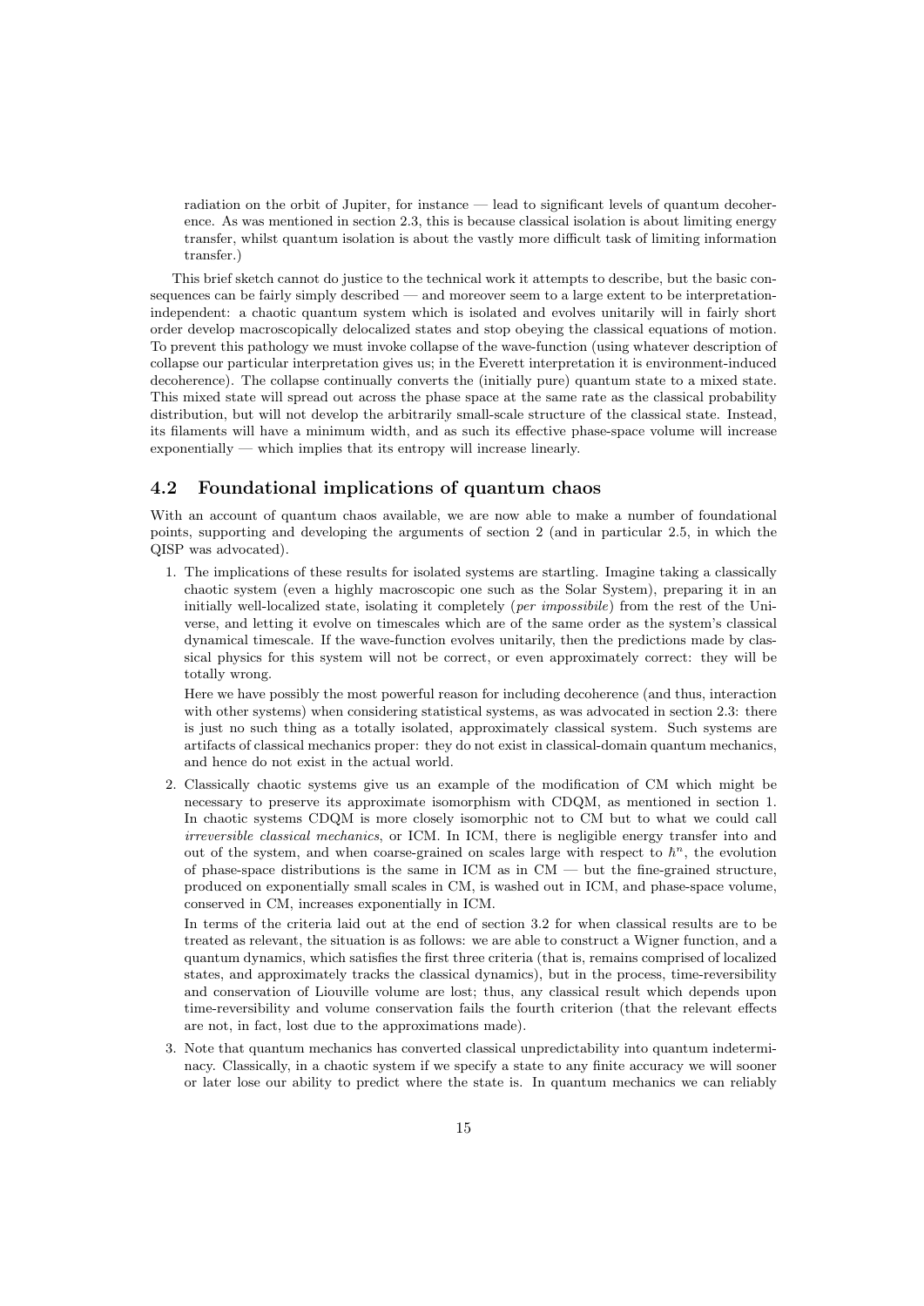radiation on the orbit of Jupiter, for instance — lead to significant levels of quantum decoherence. As was mentioned in section 2.3, this is because classical isolation is about limiting energy transfer, whilst quantum isolation is about the vastly more difficult task of limiting information transfer.)

This brief sketch cannot do justice to the technical work it attempts to describe, but the basic consequences can be fairly simply described — and moreover seem to a large extent to be interpretation-independent: a chaotic quantum system which is isolated and evolves unitarily will in fairly short order develop macroscopically delocalized states and stop obeying the classical equations of motion. To prevent this pathology we must invoke collapse of the wave-function (using whatever description of collapse our particular interpretation gives us; in the Everett interpretation it is environment-induced decoherence). The collapse continually converts the (initially pure) quantum state to a mixed state. This mixed state will spread out across the phase space at the same rate as the classical probability distribution, but will not develop the arbitrarily small-scale structure of the classical state. Instead, its filaments will have a minimum width, and as such its effective phase-space volume will increase exponentially — which implies that its entropy will increase linearly.

## 4.2 Foundational implications of quantum chaos

With an account of quantum chaos available, we are now able to make a number of foundational points, supporting and developing the arguments of section 2 (and in particular 2.5, in which the QISP was advocated).

1. The implications of these results for isolated systems are startling. Imagine taking a classically chaotic system (even a highly macroscopic one such as the Solar System), preparing it in an initially well-localized state, isolating it completely (*per impossibile*) from the rest of the Universe, and letting it evolve on timescales which are of the same order as the system's classical dynamical timescale. If the wave-function evolves unitarily, then the predictions made by classical physics for this system will not be correct, or even approximately correct: they will be totally wrong.

   Here we have possibly the most powerful reason for including decoherence (and thus, interaction with other systems) when considering statistical systems, as was advocated in section 2.3: there is just no such thing as a totally isolated, approximately classical system. Such systems are artifacts of classical mechanics proper: they do not exist in classical-domain quantum mechanics, and hence do not exist in the actual world.

2. Classically chaotic systems give us an example of the modification of CM which might be necessary to preserve its approximate isomorphism with CDQM, as mentioned in section 1. In chaotic systems CDQM is more closely isomorphic not to CM but to what we could call *irreversible classical mechanics*, or ICM. In ICM, there is negligible energy transfer into and out of the system, and when coarse-grained on scales large with respect to $\hbar^n$, the evolution of phase-space distributions is the same in ICM as in CM — but the fine-grained structure, produced on exponentially small scales in CM, is washed out in ICM, and phase-space volume, conserved in CM, increases exponentially in ICM.

   In terms of the criteria laid out at the end of section 3.2 for when classical results are to be treated as relevant, the situation is as follows: we are able to construct a Wigner function, and a quantum dynamics, which satisfies the first three criteria (that is, remains comprised of localized states, and approximately tracks the classical dynamics), but in the process, time-reversibility and conservation of Liouville volume are lost; thus, any classical result which depends upon time-reversibility and volume conservation fails the fourth criterion (that the relevant effects are not, in fact, lost due to the approximations made).

3. Note that quantum mechanics has converted classical unpredictability into quantum indeterminacy. Classically, in a chaotic system if we specify a state to any finite accuracy we will sooner or later lose our ability to predict where the state is. In quantum mechanics we can reliably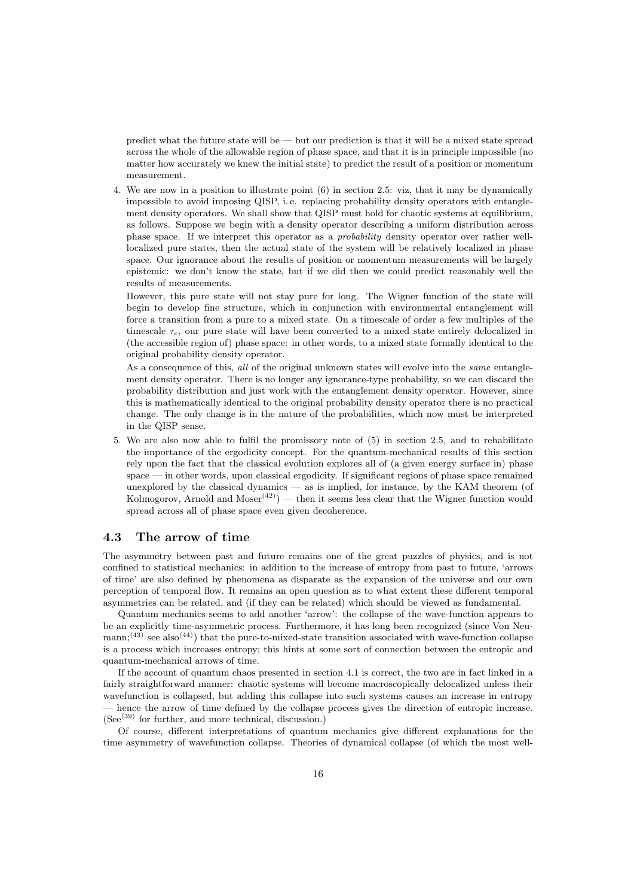predict what the future state will be — but our prediction is that it will be a mixed state spread across the whole of the allowable region of phase space, and that it is in principle impossible (no matter how accurately we knew the initial state) to predict the result of a position or momentum measurement.

4. We are now in a position to illustrate point (6) in section 2.5: viz, that it may be dynamically impossible to avoid imposing QISP, i. e. replacing probability density operators with entanglement density operators. We shall show that QISP must hold for chaotic systems at equilibrium, as follows. Suppose we begin with a density operator describing a uniform distribution across phase space. If we interpret this operator as a *probability* density operator over rather well-localized pure states, then the actual state of the system will be relatively localized in phase space. Our ignorance about the results of position or momentum measurements will be largely epistemic: we don't know the state, but if we did then we could predict reasonably well the results of measurements.

   However, this pure state will not stay pure for long. The Wigner function of the state will begin to develop fine structure, which in conjunction with environmental entanglement will force a transition from a pure to a mixed state. On a timescale of order a few multiples of the timescale $\tau_c$, our pure state will have been converted to a mixed state entirely delocalized in (the accessible region of) phase space: in other words, to a mixed state formally identical to the original probability density operator.

   As a consequence of this, *all* of the original unknown states will evolve into the *same* entanglement density operator. There is no longer any ignorance-type probability, so we can discard the probability distribution and just work with the entanglement density operator. However, since this is mathematically identical to the original probability density operator there is no practical change. The only change is in the nature of the probabilities, which now must be interpreted in the QISP sense.

5. We are also now able to fulfil the promissory note of (5) in section 2.5, and to rehabilitate the importance of the ergodicity concept. For the quantum-mechanical results of this section rely upon the fact that the classical evolution explores all of (a given energy surface in) phase space — in other words, upon classical ergodicity. If significant regions of phase space remained unexplored by the classical dynamics — as is implied, for instance, by the KAM theorem (of Kolmogorov, Arnold and Moser[42]) — then it seems less clear that the Wigner function would spread across all of phase space even given decoherence.

### 4.3 The arrow of time

The asymmetry between past and future remains one of the great puzzles of physics, and is not confined to statistical mechanics: in addition to the increase of entropy from past to future, 'arrows of time' are also defined by phenomena as disparate as the expansion of the universe and our own perception of temporal flow. It remains an open question as to what extent these different temporal asymmetries can be related, and (if they can be related) which should be viewed as fundamental.

Quantum mechanics seems to add another 'arrow': the collapse of the wave-function appears to be an explicitly time-asymmetric process. Furthermore, it has long been recognized (since Von Neumann;[43] see also[44]) that the pure-to-mixed-state transition associated with wave-function collapse is a process which increases entropy; this hints at some sort of connection between the entropic and quantum-mechanical arrows of time.

If the account of quantum chaos presented in section 4.1 is correct, the two are in fact linked in a fairly straightforward manner: chaotic systems will become macroscopically delocalized unless their wavefunction is collapsed, but adding this collapse into such systems causes an increase in entropy — hence the arrow of time defined by the collapse process gives the direction of entropic increase. (See[39] for further, and more technical, discussion.)

Of course, different interpretations of quantum mechanics give different explanations for the time asymmetry of wavefunction collapse. Theories of dynamical collapse (of which the most well-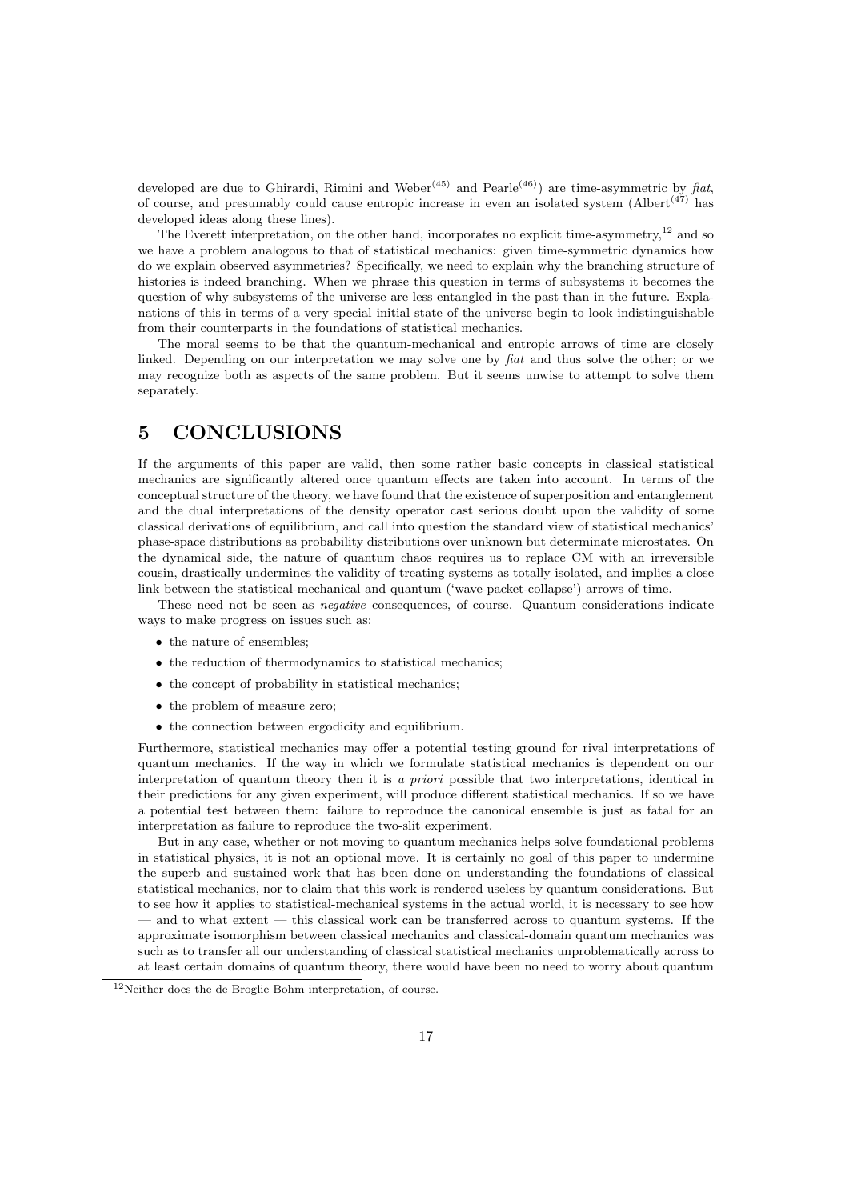developed are due to Ghirardi, Rimini and Weber[45] and Pearle[46]) are time-asymmetric by *fiat*, of course, and presumably could cause entropic increase in even an isolated system (Albert[47] has developed ideas along these lines).

The Everett interpretation, on the other hand, incorporates no explicit time-asymmetry,[12] and so we have a problem analogous to that of statistical mechanics: given time-symmetric dynamics how do we explain observed asymmetries? Specifically, we need to explain why the branching structure of histories is indeed branching. When we phrase this question in terms of subsystems it becomes the question of why subsystems of the universe are less entangled in the past than in the future. Explanations of this in terms of a very special initial state of the universe begin to look indistinguishable from their counterparts in the foundations of statistical mechanics.

The moral seems to be that the quantum-mechanical and entropic arrows of time are closely linked. Depending on our interpretation we may solve one by *fiat* and thus solve the other; or we may recognize both as aspects of the same problem. But it seems unwise to attempt to solve them separately.

# 5 CONCLUSIONS

If the arguments of this paper are valid, then some rather basic concepts in classical statistical mechanics are significantly altered once quantum effects are taken into account. In terms of the conceptual structure of the theory, we have found that the existence of superposition and entanglement and the dual interpretations of the density operator cast serious doubt upon the validity of some classical derivations of equilibrium, and call into question the standard view of statistical mechanics' phase-space distributions as probability distributions over unknown but determinate microstates. On the dynamical side, the nature of quantum chaos requires us to replace CM with an irreversible cousin, drastically undermines the validity of treating systems as totally isolated, and implies a close link between the statistical-mechanical and quantum ('wave-packet-collapse') arrows of time.

These need not be seen as *negative* consequences, of course. Quantum considerations indicate ways to make progress on issues such as:

- the nature of ensembles;
- the reduction of thermodynamics to statistical mechanics;
- the concept of probability in statistical mechanics;
- the problem of measure zero;
- the connection between ergodicity and equilibrium.

Furthermore, statistical mechanics may offer a potential testing ground for rival interpretations of quantum mechanics. If the way in which we formulate statistical mechanics is dependent on our interpretation of quantum theory then it is *a priori* possible that two interpretations, identical in their predictions for any given experiment, will produce different statistical mechanics. If so we have a potential test between them: failure to reproduce the canonical ensemble is just as fatal for an interpretation as failure to reproduce the two-slit experiment.

But in any case, whether or not moving to quantum mechanics helps solve foundational problems in statistical physics, it is not an optional move. It is certainly no goal of this paper to undermine the superb and sustained work that has been done on understanding the foundations of classical statistical mechanics, nor to claim that this work is rendered useless by quantum considerations. But to see how it applies to statistical-mechanical systems in the actual world, it is necessary to see how — and to what extent — this classical work can be transferred across to quantum systems. If the approximate isomorphism between classical mechanics and classical-domain quantum mechanics was such as to transfer all our understanding of classical statistical mechanics unproblematically across to at least certain domains of quantum theory, there would have been no need to worry about quantum

[12] Neither does the de Broglie Bohm interpretation, of course.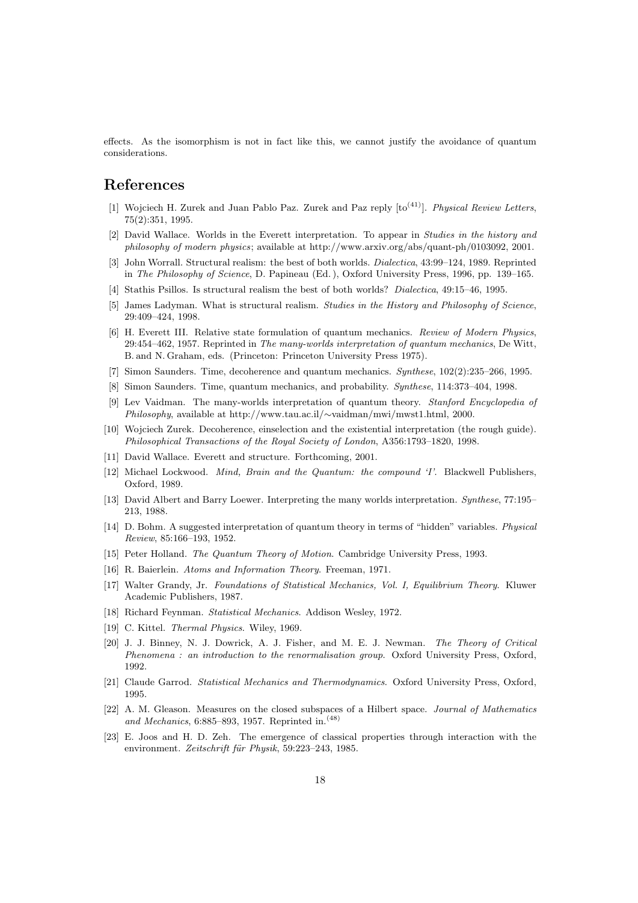effects. As the isomorphism is not in fact like this, we cannot justify the avoidance of quantum considerations.

## References

[1] Wojciech H. Zurek and Juan Pablo Paz. Zurek and Paz reply [to[41]]. *Physical Review Letters*, 75(2):351, 1995.

[2] David Wallace. Worlds in the Everett interpretation. To appear in *Studies in the history and philosophy of modern physics*; available at http://www.arxiv.org/abs/quant-ph/0103092, 2001.

[3] John Worrall. Structural realism: the best of both worlds. *Dialectica*, 43:99–124, 1989. Reprinted in *The Philosophy of Science*, D. Papineau (Ed. ), Oxford University Press, 1996, pp. 139–165.

[4] Stathis Psillos. Is structural realism the best of both worlds? *Dialectica*, 49:15–46, 1995.

[5] James Ladyman. What is structural realism. *Studies in the History and Philosophy of Science*, 29:409–424, 1998.

[6] H. Everett III. Relative state formulation of quantum mechanics. *Review of Modern Physics*, 29:454–462, 1957. Reprinted in *The many-worlds interpretation of quantum mechanics*, De Witt, B. and N. Graham, eds. (Princeton: Princeton University Press 1975).

[7] Simon Saunders. Time, decoherence and quantum mechanics. *Synthese*, 102(2):235–266, 1995.

[8] Simon Saunders. Time, quantum mechanics, and probability. *Synthese*, 114:373–404, 1998.

[9] Lev Vaidman. The many-worlds interpretation of quantum theory. *Stanford Encyclopedia of Philosophy*, available at http://www.tau.ac.il/∼vaidman/mwi/mwst1.html, 2000.

[10] Wojciech Zurek. Decoherence, einselection and the existential interpretation (the rough guide). *Philosophical Transactions of the Royal Society of London*, A356:1793–1820, 1998.

[11] David Wallace. Everett and structure. Forthcoming, 2001.

[12] Michael Lockwood. *Mind, Brain and the Quantum: the compound 'I'*. Blackwell Publishers, Oxford, 1989.

[13] David Albert and Barry Loewer. Interpreting the many worlds interpretation. *Synthese*, 77:195–213, 1988.

[14] D. Bohm. A suggested interpretation of quantum theory in terms of "hidden" variables. *Physical Review*, 85:166–193, 1952.

[15] Peter Holland. *The Quantum Theory of Motion*. Cambridge University Press, 1993.

[16] R. Baierlein. *Atoms and Information Theory*. Freeman, 1971.

[17] Walter Grandy, Jr. *Foundations of Statistical Mechanics, Vol. I, Equilibrium Theory*. Kluwer Academic Publishers, 1987.

[18] Richard Feynman. *Statistical Mechanics*. Addison Wesley, 1972.

[19] C. Kittel. *Thermal Physics*. Wiley, 1969.

[20] J. J. Binney, N. J. Dowrick, A. J. Fisher, and M. E. J. Newman. *The Theory of Critical Phenomena : an introduction to the renormalisation group*. Oxford University Press, Oxford, 1992.

[21] Claude Garrod. *Statistical Mechanics and Thermodynamics*. Oxford University Press, Oxford, 1995.

[22] A. M. Gleason. Measures on the closed subspaces of a Hilbert space. *Journal of Mathematics and Mechanics*, 6:885–893, 1957. Reprinted in.[48]

[23] E. Joos and H. D. Zeh. The emergence of classical properties through interaction with the environment. *Zeitschrift für Physik*, 59:223–243, 1985.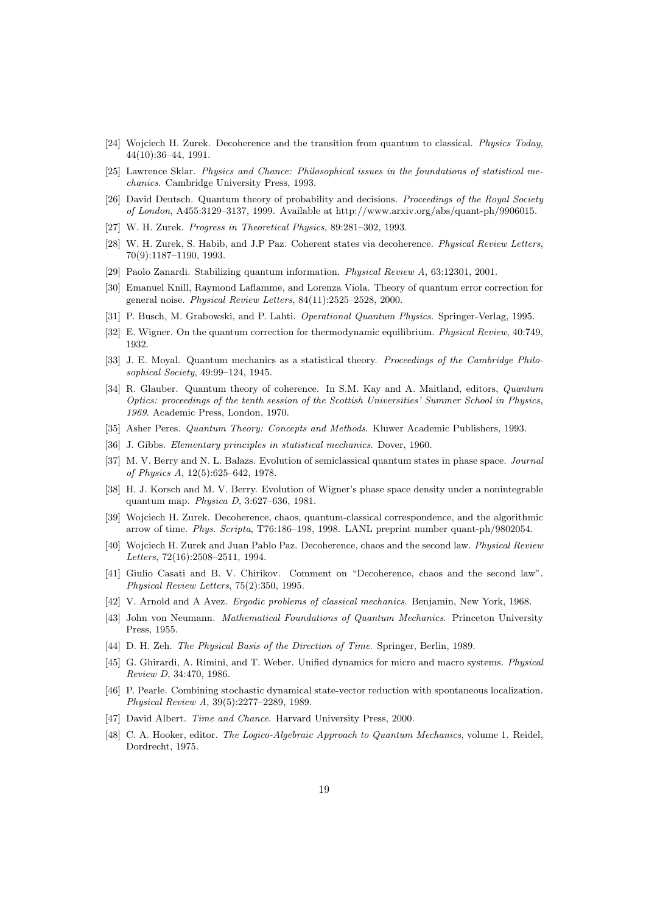[24] Wojciech H. Zurek. Decoherence and the transition from quantum to classical. *Physics Today*, 44(10):36–44, 1991.

[25] Lawrence Sklar. *Physics and Chance: Philosophical issues in the foundations of statistical mechanics*. Cambridge University Press, 1993.

[26] David Deutsch. Quantum theory of probability and decisions. *Proceedings of the Royal Society of London*, A455:3129–3137, 1999. Available at http://www.arxiv.org/abs/quant-ph/9906015.

[27] W. H. Zurek. *Progress in Theoretical Physics*, 89:281–302, 1993.

[28] W. H. Zurek, S. Habib, and J.P Paz. Coherent states via decoherence. *Physical Review Letters*, 70(9):1187–1190, 1993.

[29] Paolo Zanardi. Stabilizing quantum information. *Physical Review A*, 63:12301, 2001.

[30] Emanuel Knill, Raymond Laflamme, and Lorenza Viola. Theory of quantum error correction for general noise. *Physical Review Letters*, 84(11):2525–2528, 2000.

[31] P. Busch, M. Grabowski, and P. Lahti. *Operational Quantum Physics*. Springer-Verlag, 1995.

[32] E. Wigner. On the quantum correction for thermodynamic equilibrium. *Physical Review*, 40:749, 1932.

[33] J. E. Moyal. Quantum mechanics as a statistical theory. *Proceedings of the Cambridge Philosophical Society*, 49:99–124, 1945.

[34] R. Glauber. Quantum theory of coherence. In S.M. Kay and A. Maitland, editors, *Quantum Optics: proceedings of the tenth session of the Scottish Universities' Summer School in Physics, 1969*. Academic Press, London, 1970.

[35] Asher Peres. *Quantum Theory: Concepts and Methods*. Kluwer Academic Publishers, 1993.

[36] J. Gibbs. *Elementary principles in statistical mechanics*. Dover, 1960.

[37] M. V. Berry and N. L. Balazs. Evolution of semiclassical quantum states in phase space. *Journal of Physics A*, 12(5):625–642, 1978.

[38] H. J. Korsch and M. V. Berry. Evolution of Wigner's phase space density under a nonintegrable quantum map. *Physica D*, 3:627–636, 1981.

[39] Wojciech H. Zurek. Decoherence, chaos, quantum-classical correspondence, and the algorithmic arrow of time. *Phys. Scripta*, T76:186–198, 1998. LANL preprint number quant-ph/9802054.

[40] Wojciech H. Zurek and Juan Pablo Paz. Decoherence, chaos and the second law. *Physical Review Letters*, 72(16):2508–2511, 1994.

[41] Giulio Casati and B. V. Chirikov. Comment on "Decoherence, chaos and the second law". *Physical Review Letters*, 75(2):350, 1995.

[42] V. Arnold and A Avez. *Ergodic problems of classical mechanics*. Benjamin, New York, 1968.

[43] John von Neumann. *Mathematical Foundations of Quantum Mechanics*. Princeton University Press, 1955.

[44] D. H. Zeh. *The Physical Basis of the Direction of Time*. Springer, Berlin, 1989.

[45] G. Ghirardi, A. Rimini, and T. Weber. Unified dynamics for micro and macro systems. *Physical Review D*, 34:470, 1986.

[46] P. Pearle. Combining stochastic dynamical state-vector reduction with spontaneous localization. *Physical Review A*, 39(5):2277–2289, 1989.

[47] David Albert. *Time and Chance*. Harvard University Press, 2000.

[48] C. A. Hooker, editor. *The Logico-Algebraic Approach to Quantum Mechanics*, volume 1. Reidel, Dordrecht, 1975.